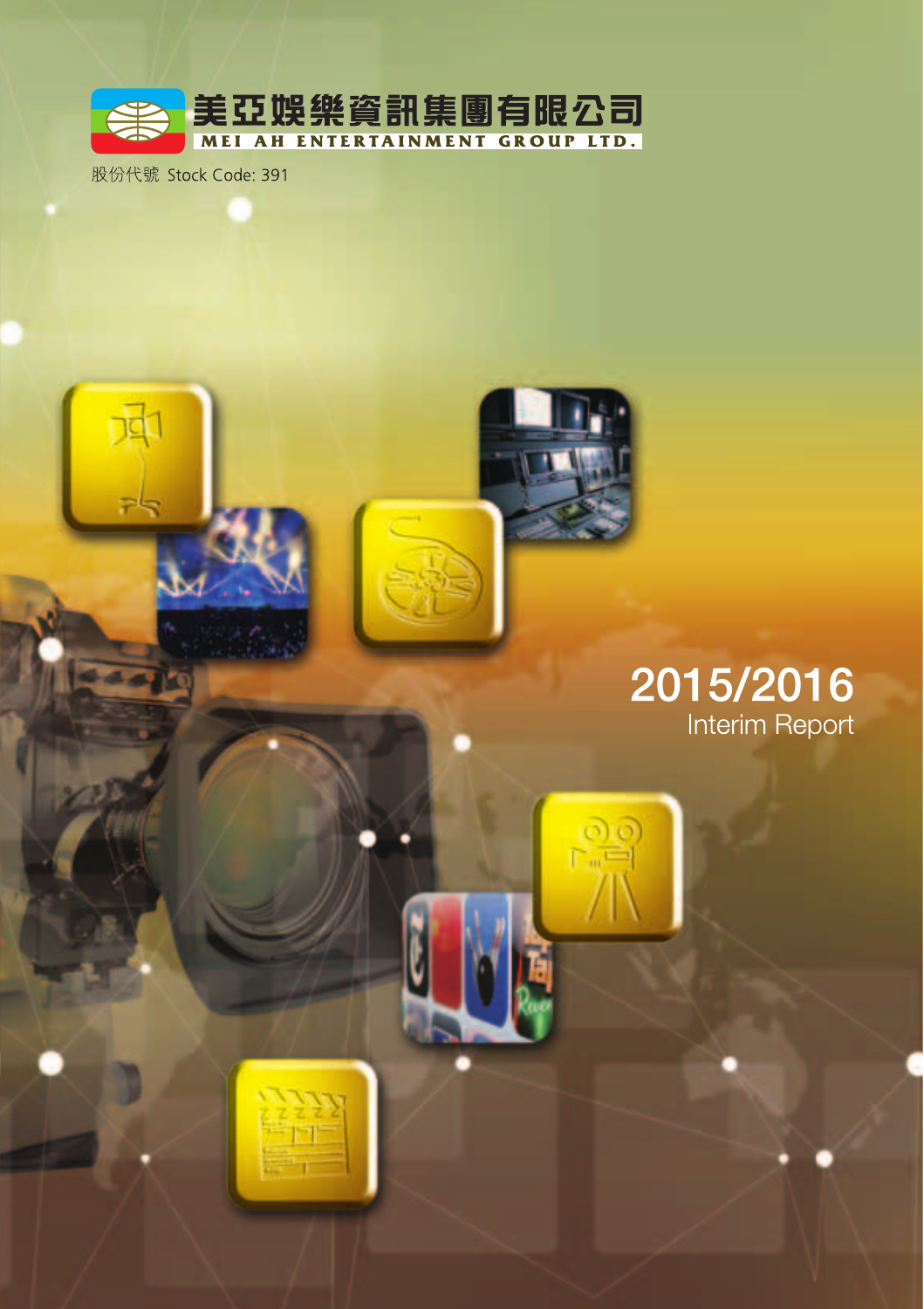美亞娛樂資訊集團有限公司

MEI AH ENTERTAINMENT GROUP LTD.

股份代號 Stock Code: 391

# 2015/2016

## Interim Report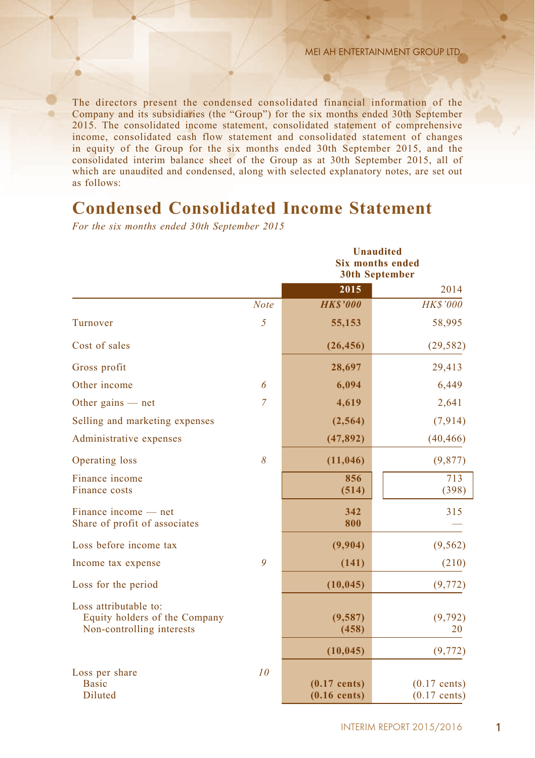The directors present the condensed consolidated financial information of the Company and its subsidiaries (the "Group") for the six months ended 30th September 2015. The consolidated income statement, consolidated statement of comprehensive income, consolidated cash flow statement and consolidated statement of changes in equity of the Group for the six months ended 30th September 2015, and the consolidated interim balance sheet of the Group as at 30th September 2015, all of which are unaudited and condensed, along with selected explanatory notes, are set out as follows:

# Condensed Consolidated Income Statement

*For the six months ended 30th September 2015*

| | | Unaudited Six months ended 30th September | |
|---|---|---|---|
| | | **2015** | 2014 |
| | *Note* | ***HK$'000*** | *HK$'000* |
| Turnover | *5* | **55,153** | 58,995 |
| Cost of sales | | **(26,456)** | (29,582) |
| Gross profit | | **28,697** | 29,413 |
| Other income | *6* | **6,094** | 6,449 |
| Other gains — net | *7* | **4,619** | 2,641 |
| Selling and marketing expenses | | **(2,564)** | (7,914) |
| Administrative expenses | | **(47,892)** | (40,466) |
| Operating loss | *8* | **(11,046)** | (9,877) |
| Finance income | | **856** | 713 |
| Finance costs | | **(514)** | (398) |
| Finance income — net | | **342** | 315 |
| Share of profit of associates | | **800** | — |
| Loss before income tax | | **(9,904)** | (9,562) |
| Income tax expense | *9* | **(141)** | (210) |
| Loss for the period | | **(10,045)** | (9,772) |
| Loss attributable to: | | | |
| Equity holders of the Company | | **(9,587)** | (9,792) |
| Non-controlling interests | | **(458)** | 20 |
| | | **(10,045)** | (9,772) |
| Loss per share | *10* | | |
| Basic | | **(0.17 cents)** | (0.17 cents) |
| Diluted | | **(0.16 cents)** | (0.17 cents) |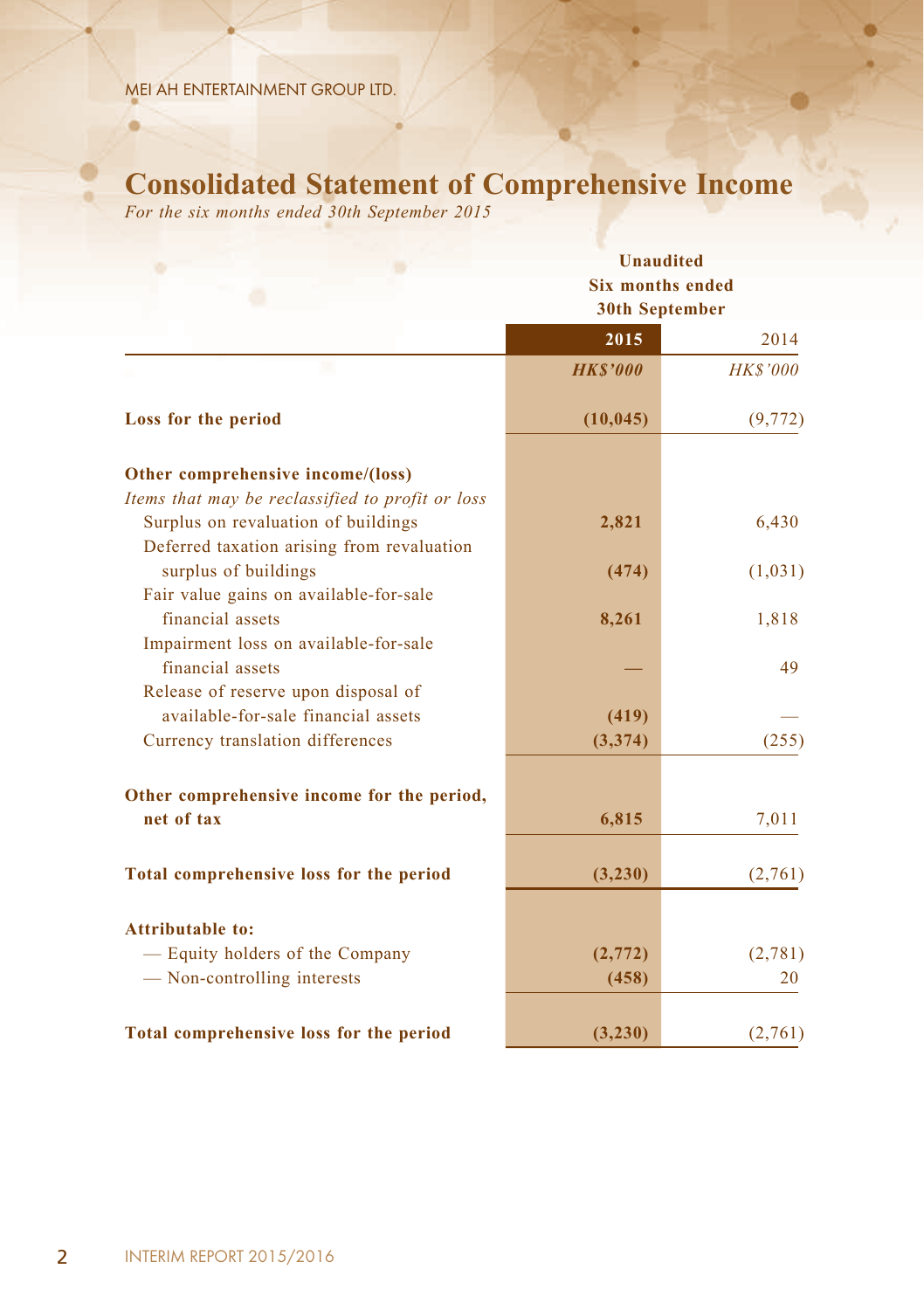# Consolidated Statement of Comprehensive Income

*For the six months ended 30th September 2015*

| | Unaudited Six months ended 30th September | |
|---|---|---|
| | **2015** | 2014 |
| | ***HK$'000*** | *HK$'000* |
| **Loss for the period** | **(10,045)** | (9,772) |
| **Other comprehensive income/(loss)** | | |
| *Items that may be reclassified to profit or loss* | | |
| Surplus on revaluation of buildings | **2,821** | 6,430 |
| Deferred taxation arising from revaluation surplus of buildings | **(474)** | (1,031) |
| Fair value gains on available-for-sale financial assets | **8,261** | 1,818 |
| Impairment loss on available-for-sale financial assets | **—** | 49 |
| Release of reserve upon disposal of available-for-sale financial assets | **(419)** | — |
| Currency translation differences | **(3,374)** | (255) |
| **Other comprehensive income for the period, net of tax** | **6,815** | 7,011 |
| **Total comprehensive loss for the period** | **(3,230)** | (2,761) |
| **Attributable to:** | | |
| — Equity holders of the Company | **(2,772)** | (2,781) |
| — Non-controlling interests | **(458)** | 20 |
| **Total comprehensive loss for the period** | **(3,230)** | (2,761) |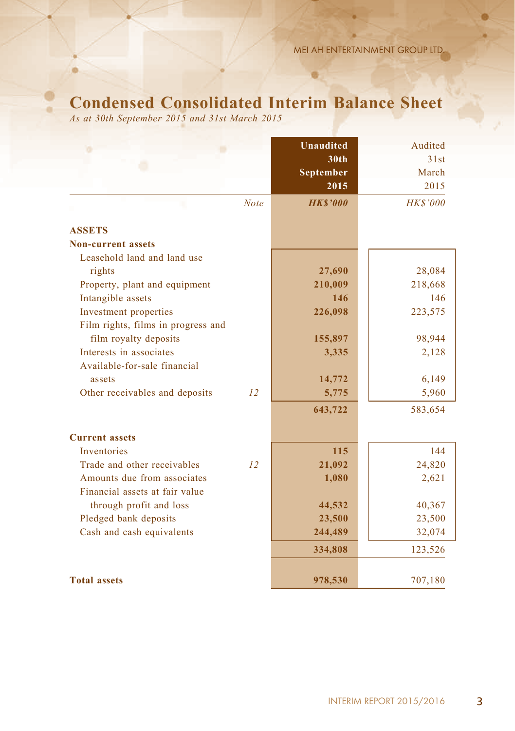# Condensed Consolidated Interim Balance Sheet

*As at 30th September 2015 and 31st March 2015*

| | Note | Unaudited 30th September 2015 | Audited 31st March 2015 |
|---|---|---|---|
| | | ***HK$'000*** | *HK$'000* |
| **ASSETS** | | | |
| **Non-current assets** | | | |
| Leasehold land and land use rights | | **27,690** | 28,084 |
| Property, plant and equipment | | **210,009** | 218,668 |
| Intangible assets | | **146** | 146 |
| Investment properties | | **226,098** | 223,575 |
| Film rights, films in progress and film royalty deposits | | **155,897** | 98,944 |
| Interests in associates | | **3,335** | 2,128 |
| Available-for-sale financial assets | | **14,772** | 6,149 |
| Other receivables and deposits | *12* | **5,775** | 5,960 |
| | | **643,722** | 583,654 |
| **Current assets** | | | |
| Inventories | | **115** | 144 |
| Trade and other receivables | *12* | **21,092** | 24,820 |
| Amounts due from associates | | **1,080** | 2,621 |
| Financial assets at fair value through profit and loss | | **44,532** | 40,367 |
| Pledged bank deposits | | **23,500** | 23,500 |
| Cash and cash equivalents | | **244,489** | 32,074 |
| | | **334,808** | 123,526 |
| **Total assets** | | **978,530** | 707,180 |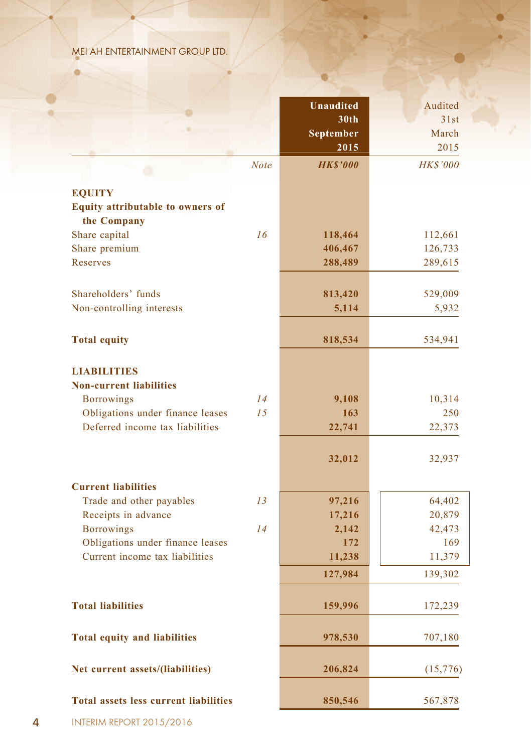| | Note | Unaudited 30th September 2015 | Audited 31st March 2015 |
|---|---|---|---|
| | | *HK$'000* | *HK$'000* |
| **EQUITY** | | | |
| **Equity attributable to owners of the Company** | | | |
| Share capital | *16* | **118,464** | 112,661 |
| Share premium | | **406,467** | 126,733 |
| Reserves | | **288,489** | 289,615 |
| Shareholders' funds | | **813,420** | 529,009 |
| Non-controlling interests | | **5,114** | 5,932 |
| **Total equity** | | **818,534** | 534,941 |
| **LIABILITIES** | | | |
| **Non-current liabilities** | | | |
| Borrowings | *14* | **9,108** | 10,314 |
| Obligations under finance leases | *15* | **163** | 250 |
| Deferred income tax liabilities | | **22,741** | 22,373 |
| | | **32,012** | 32,937 |
| **Current liabilities** | | | |
| Trade and other payables | *13* | **97,216** | 64,402 |
| Receipts in advance | | **17,216** | 20,879 |
| Borrowings | *14* | **2,142** | 42,473 |
| Obligations under finance leases | | **172** | 169 |
| Current income tax liabilities | | **11,238** | 11,379 |
| | | **127,984** | 139,302 |
| **Total liabilities** | | **159,996** | 172,239 |
| **Total equity and liabilities** | | **978,530** | 707,180 |
| **Net current assets/(liabilities)** | | **206,824** | (15,776) |
| **Total assets less current liabilities** | | **850,546** | 567,878 |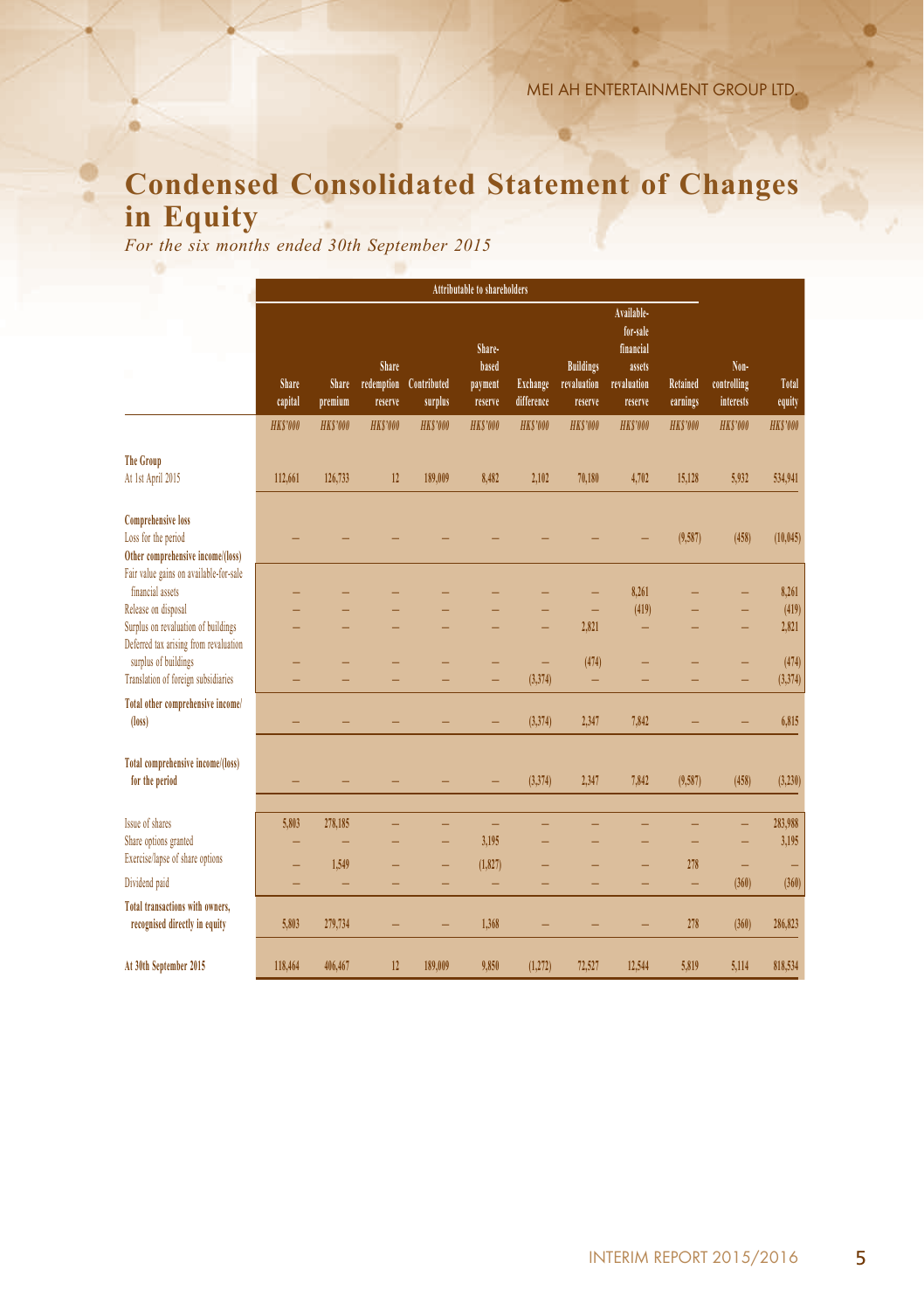# Condensed Consolidated Statement of Changes in Equity

*For the six months ended 30th September 2015*

| | Attributable to shareholders | | | | | | | | | | |
|---|---|---|---|---|---|---|---|---|---|---|---|
| | Share capital | Share premium | Share redemption reserve | Contributed surplus | Share-based payment reserve | Exchange difference | Buildings revaluation reserve | Available-for-sale financial assets revaluation reserve | Retained earnings | Non-controlling interests | Total equity |
| | HK$'000 | HK$'000 | HK$'000 | HK$'000 | HK$'000 | HK$'000 | HK$'000 | HK$'000 | HK$'000 | HK$'000 | HK$'000 |
| **The Group** | | | | | | | | | | | |
| At 1st April 2015 | 112,661 | 126,733 | 12 | 189,009 | 8,482 | 2,102 | 70,180 | 4,702 | 15,128 | 5,932 | 534,941 |
| **Comprehensive loss** | | | | | | | | | | | |
| Loss for the period | – | – | – | – | – | – | – | – | (9,587) | (458) | (10,045) |
| **Other comprehensive income/(loss)** | | | | | | | | | | | |
| Fair value gains on available-for-sale financial assets | – | – | – | – | – | – | – | 8,261 | – | – | 8,261 |
| Release on disposal | – | – | – | – | – | – | – | (419) | – | – | (419) |
| Surplus on revaluation of buildings | – | – | – | – | – | – | 2,821 | – | – | – | 2,821 |
| Deferred tax arising from revaluation surplus of buildings | – | – | – | – | – | – | (474) | – | – | – | (474) |
| Translation of foreign subsidiaries | – | – | – | – | – | (3,374) | – | – | – | – | (3,374) |
| **Total other comprehensive income/(loss)** | – | – | – | – | – | (3,374) | 2,347 | 7,842 | – | – | 6,815 |
| **Total comprehensive income/(loss) for the period** | – | – | – | – | – | (3,374) | 2,347 | 7,842 | (9,587) | (458) | (3,230) |
| Issue of shares | 5,803 | 278,185 | – | – | – | – | – | – | – | – | 283,988 |
| Share options granted | – | – | – | – | 3,195 | – | – | – | – | – | 3,195 |
| Exercise/lapse of share options | – | 1,549 | – | – | (1,827) | – | – | – | 278 | – | – |
| Dividend paid | – | – | – | – | – | – | – | – | – | (360) | (360) |
| **Total transactions with owners, recognised directly in equity** | 5,803 | 279,734 | – | – | 1,368 | – | – | – | 278 | (360) | 286,823 |
| **At 30th September 2015** | 118,464 | 406,467 | 12 | 189,009 | 9,850 | (1,272) | 72,527 | 12,544 | 5,819 | 5,114 | 818,534 |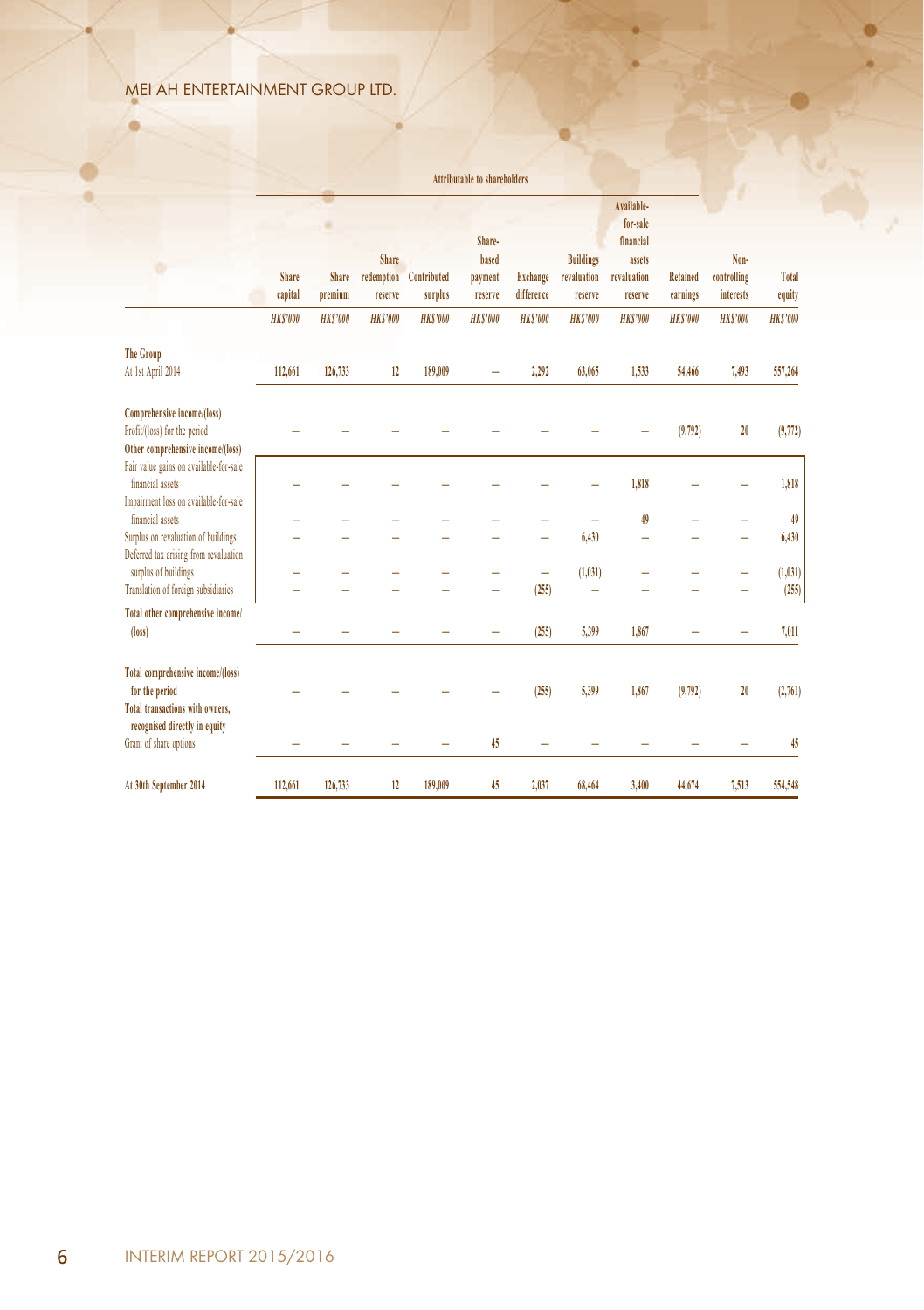|  | Attributable to shareholders | | | | | | | | | | |
|---|---|---|---|---|---|---|---|---|---|---|---|
|  | Share capital | Share premium | Share redemption reserve | Contributed surplus | Share-based payment reserve | Exchange difference | Buildings revaluation reserve | Available-for-sale financial assets revaluation reserve | Retained earnings | Non-controlling interests | Total equity |
|  | *HK$'000* | *HK$'000* | *HK$'000* | *HK$'000* | *HK$'000* | *HK$'000* | *HK$'000* | *HK$'000* | *HK$'000* | *HK$'000* | *HK$'000* |
| **The Group** | | | | | | | | | | | |
| At 1st April 2014 | 112,661 | 126,733 | 12 | 189,009 | – | 2,292 | 63,065 | 1,533 | 54,466 | 7,493 | 557,264 |
| **Comprehensive income/(loss)** | | | | | | | | | | | |
| Profit/(loss) for the period | – | – | – | – | – | – | – | – | (9,792) | 20 | (9,772) |
| **Other comprehensive income/(loss)** | | | | | | | | | | | |
| Fair value gains on available-for-sale financial assets | – | – | – | – | – | – | – | 1,818 | – | – | 1,818 |
| Impairment loss on available-for-sale financial assets | – | – | – | – | – | – | – | 49 | – | – | 49 |
| Surplus on revaluation of buildings | – | – | – | – | – | – | 6,430 | – | – | – | 6,430 |
| Deferred tax arising from revaluation surplus of buildings | – | – | – | – | – | – | (1,031) | – | – | – | (1,031) |
| Translation of foreign subsidiaries | – | – | – | – | – | (255) | – | – | – | – | (255) |
| **Total other comprehensive income/(loss)** | – | – | – | – | – | (255) | 5,399 | 1,867 | – | – | 7,011 |
| **Total comprehensive income/(loss) for the period** | – | – | – | – | – | (255) | 5,399 | 1,867 | (9,792) | 20 | (2,761) |
| **Total transactions with owners, recognised directly in equity** | | | | | | | | | | | |
| Grant of share options | – | – | – | – | 45 | – | – | – | – | – | 45 |
| **At 30th September 2014** | 112,661 | 126,733 | 12 | 189,009 | 45 | 2,037 | 68,464 | 3,400 | 44,674 | 7,513 | 554,548 |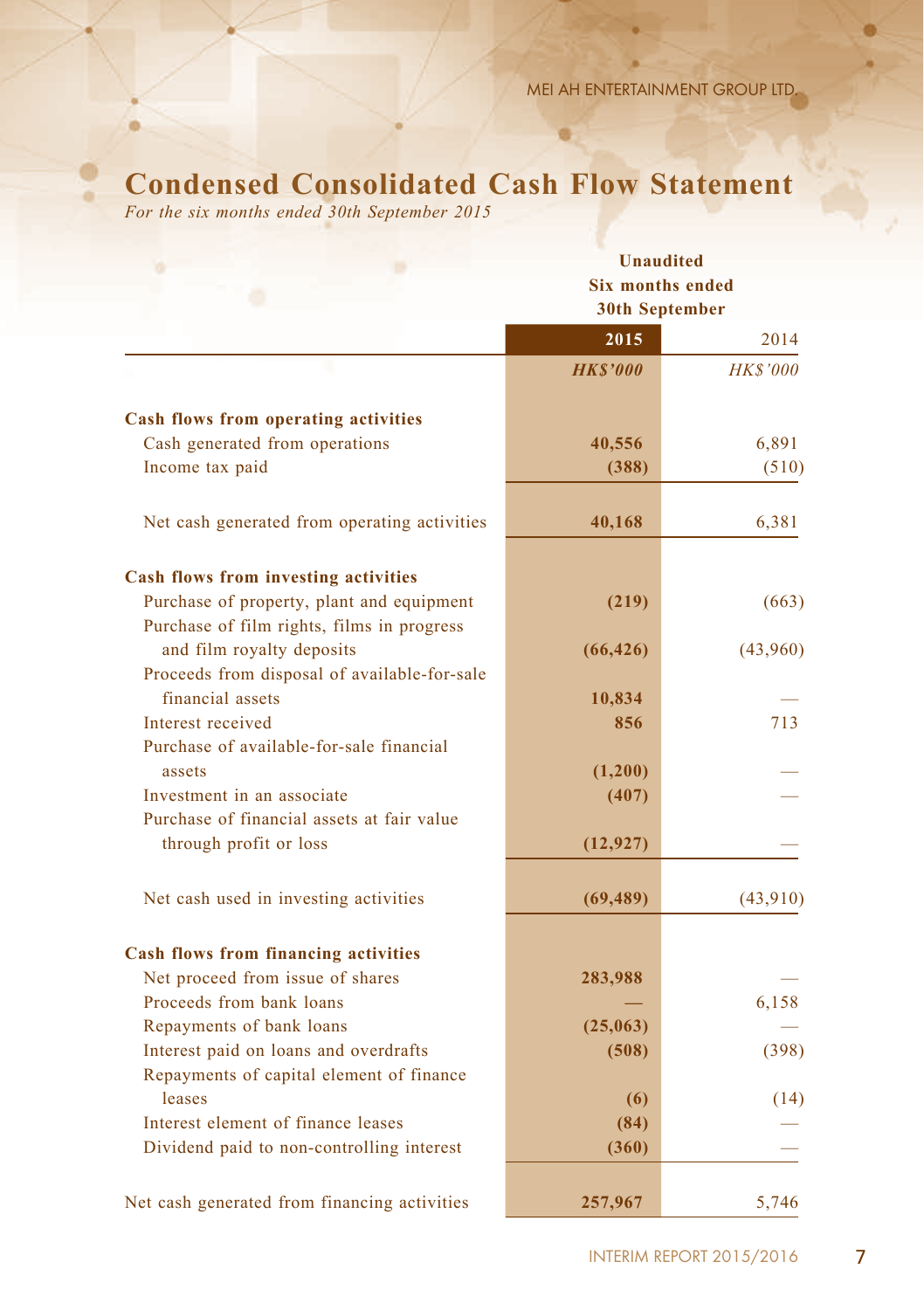# Condensed Consolidated Cash Flow Statement

*For the six months ended 30th September 2015*

| | Unaudited Six months ended 30th September | |
|---|---|---|
| | **2015** | 2014 |
| | ***HK$'000*** | *HK$'000* |
| **Cash flows from operating activities** | | |
| Cash generated from operations | **40,556** | 6,891 |
| Income tax paid | **(388)** | (510) |
| Net cash generated from operating activities | **40,168** | 6,381 |
| **Cash flows from investing activities** | | |
| Purchase of property, plant and equipment | **(219)** | (663) |
| Purchase of film rights, films in progress and film royalty deposits | **(66,426)** | (43,960) |
| Proceeds from disposal of available-for-sale financial assets | **10,834** | — |
| Interest received | **856** | 713 |
| Purchase of available-for-sale financial assets | **(1,200)** | — |
| Investment in an associate | **(407)** | — |
| Purchase of financial assets at fair value through profit or loss | **(12,927)** | — |
| Net cash used in investing activities | **(69,489)** | (43,910) |
| **Cash flows from financing activities** | | |
| Net proceed from issue of shares | **283,988** | — |
| Proceeds from bank loans | **—** | 6,158 |
| Repayments of bank loans | **(25,063)** | — |
| Interest paid on loans and overdrafts | **(508)** | (398) |
| Repayments of capital element of finance leases | **(6)** | (14) |
| Interest element of finance leases | **(84)** | — |
| Dividend paid to non-controlling interest | **(360)** | — |
| Net cash generated from financing activities | **257,967** | 5,746 |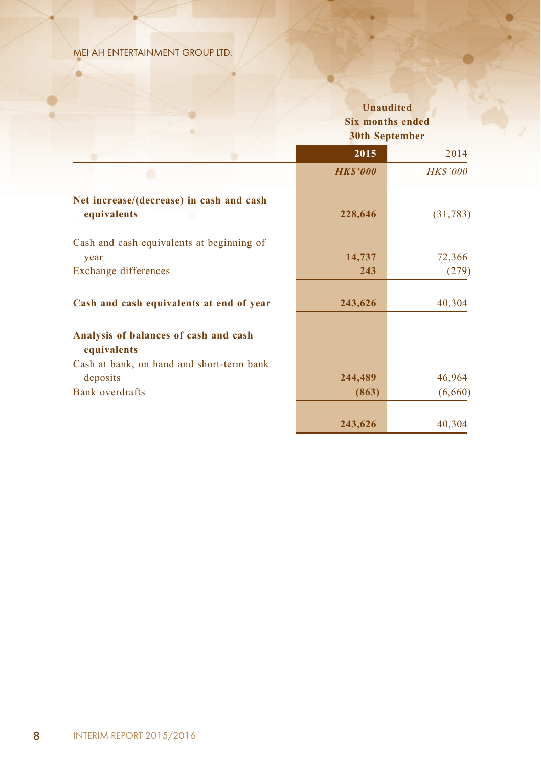| | Unaudited Six months ended 30th September | |
|---|---|---|
| | **2015** | 2014 |
| | ***HK$'000*** | *HK$'000* |
| **Net increase/(decrease) in cash and cash equivalents** | **228,646** | (31,783) |
| Cash and cash equivalents at beginning of year | **14,737** | 72,366 |
| Exchange differences | **243** | (279) |
| **Cash and cash equivalents at end of year** | **243,626** | 40,304 |
| **Analysis of balances of cash and cash equivalents** | | |
| Cash at bank, on hand and short-term bank deposits | **244,489** | 46,964 |
| Bank overdrafts | **(863)** | (6,660) |
| | **243,626** | 40,304 |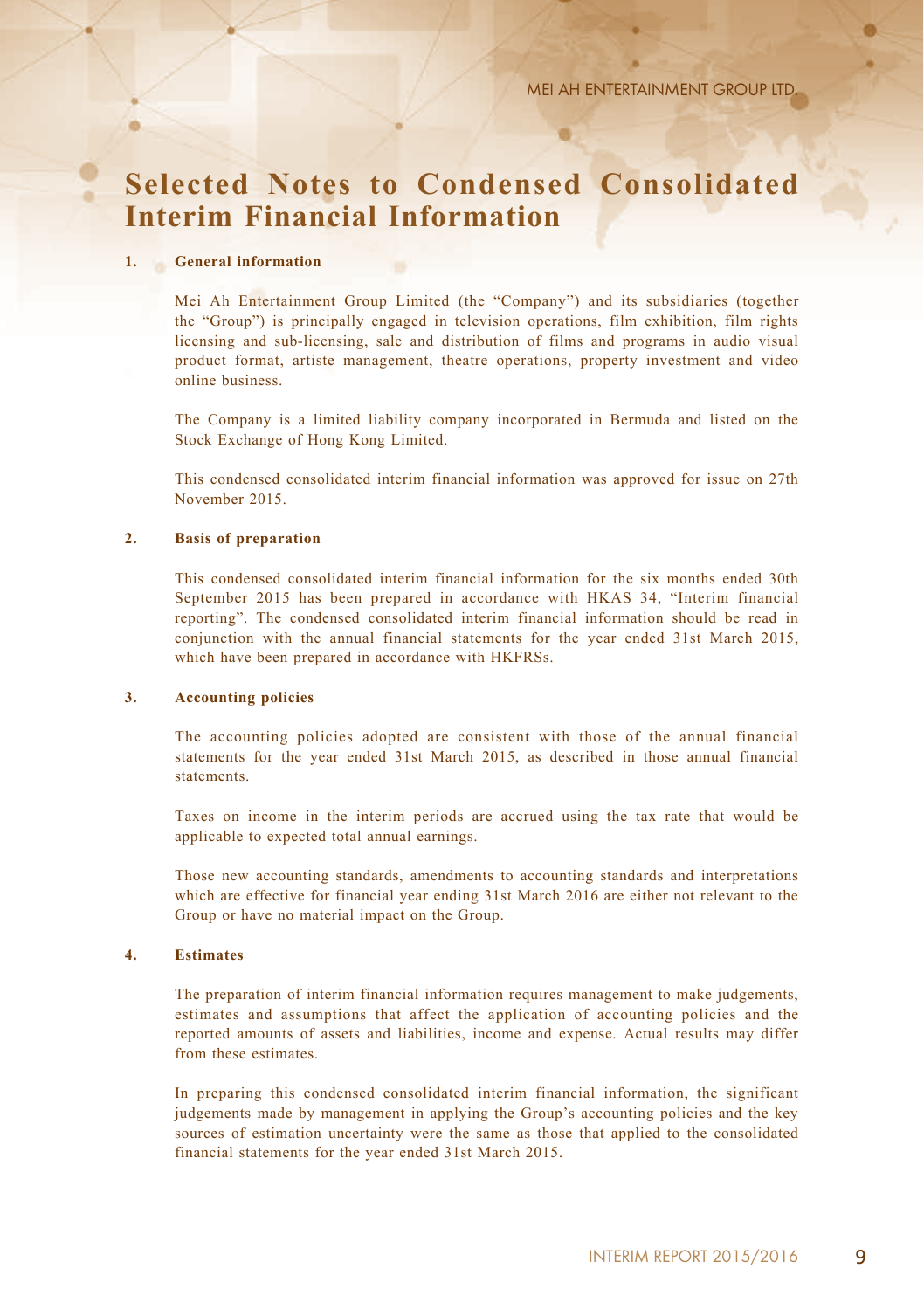# Selected Notes to Condensed Consolidated Interim Financial Information

## 1. General information

Mei Ah Entertainment Group Limited (the "Company") and its subsidiaries (together the "Group") is principally engaged in television operations, film exhibition, film rights licensing and sub-licensing, sale and distribution of films and programs in audio visual product format, artiste management, theatre operations, property investment and video online business.

The Company is a limited liability company incorporated in Bermuda and listed on the Stock Exchange of Hong Kong Limited.

This condensed consolidated interim financial information was approved for issue on 27th November 2015.

## 2. Basis of preparation

This condensed consolidated interim financial information for the six months ended 30th September 2015 has been prepared in accordance with HKAS 34, "Interim financial reporting". The condensed consolidated interim financial information should be read in conjunction with the annual financial statements for the year ended 31st March 2015, which have been prepared in accordance with HKFRSs.

## 3. Accounting policies

The accounting policies adopted are consistent with those of the annual financial statements for the year ended 31st March 2015, as described in those annual financial statements.

Taxes on income in the interim periods are accrued using the tax rate that would be applicable to expected total annual earnings.

Those new accounting standards, amendments to accounting standards and interpretations which are effective for financial year ending 31st March 2016 are either not relevant to the Group or have no material impact on the Group.

## 4. Estimates

The preparation of interim financial information requires management to make judgements, estimates and assumptions that affect the application of accounting policies and the reported amounts of assets and liabilities, income and expense. Actual results may differ from these estimates.

In preparing this condensed consolidated interim financial information, the significant judgements made by management in applying the Group's accounting policies and the key sources of estimation uncertainty were the same as those that applied to the consolidated financial statements for the year ended 31st March 2015.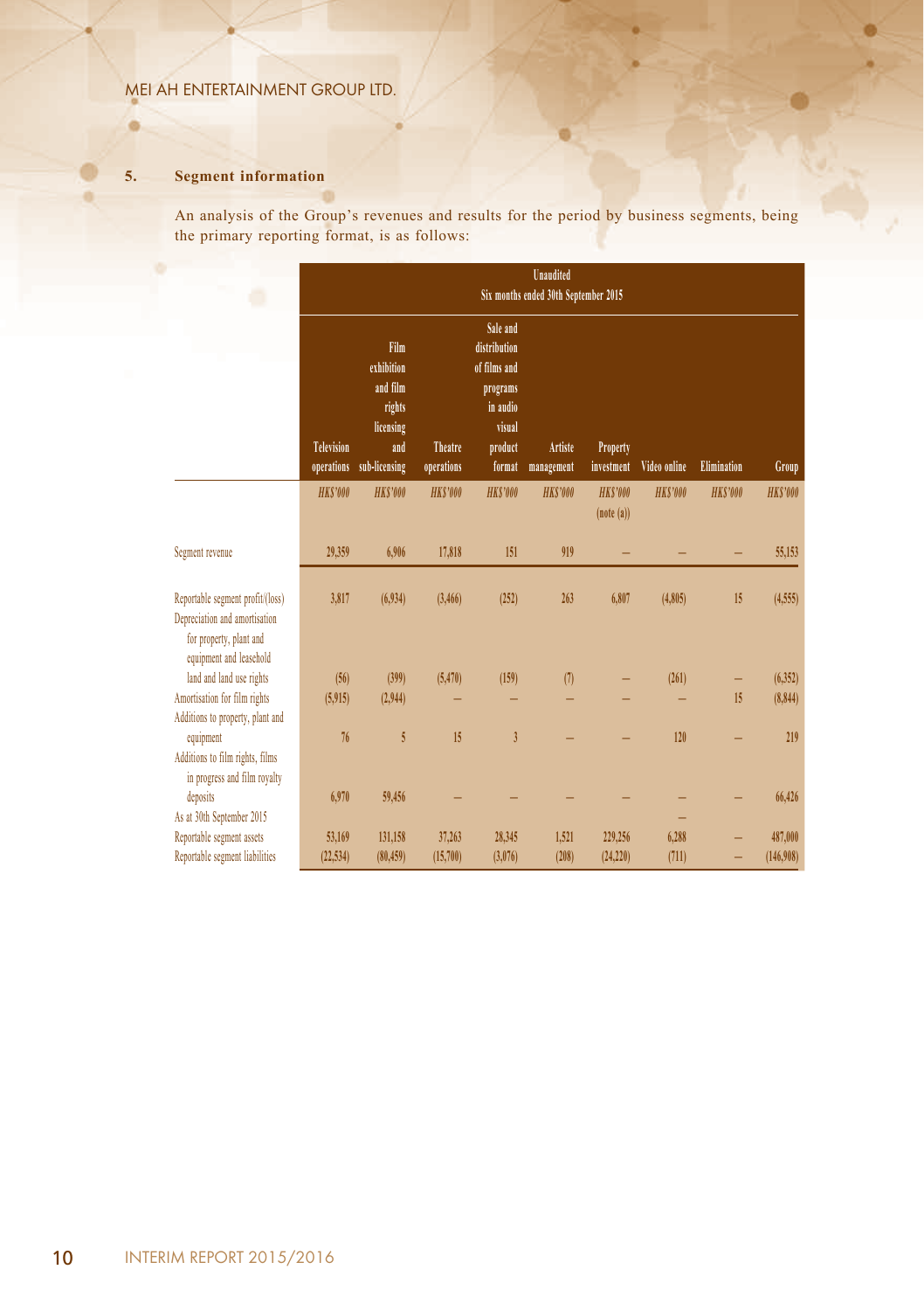## 5. Segment information

An analysis of the Group's revenues and results for the period by business segments, being the primary reporting format, is as follows:

| | Unaudited Six months ended 30th September 2015 | | | | | | | | |
|---|---|---|---|---|---|---|---|---|---|
| | Television operations | Film exhibition and film rights licensing and sub-licensing | Theatre operations | Sale and distribution of films and programs in audio visual product format | Artiste management | Property investment | Video online | Elimination | Group |
| | *HK$'000* | *HK$'000* | *HK$'000* | *HK$'000* | *HK$'000* | *HK$'000* (note (a)) | *HK$'000* | *HK$'000* | *HK$'000* |
| Segment revenue | 29,359 | 6,906 | 17,818 | 151 | 919 | – | – | – | 55,153 |
| Reportable segment profit/(loss) | 3,817 | (6,934) | (3,466) | (252) | 263 | 6,807 | (4,805) | 15 | (4,555) |
| Depreciation and amortisation for property, plant and equipment and leasehold land and land use rights | (56) | (399) | (5,470) | (159) | (7) | – | (261) | – | (6,352) |
| Amortisation for film rights | (5,915) | (2,944) | – | – | – | – | – | 15 | (8,844) |
| Additions to property, plant and equipment | 76 | 5 | 15 | 3 | – | – | 120 | – | 219 |
| Additions to film rights, films in progress and film royalty deposits | 6,970 | 59,456 | – | – | – | – | – | – | 66,426 |
| As at 30th September 2015 | | | | | | | – | | |
| Reportable segment assets | 53,169 | 131,158 | 37,263 | 28,345 | 1,521 | 229,256 | 6,288 | – | 487,000 |
| Reportable segment liabilities | (22,534) | (80,459) | (15,700) | (3,076) | (208) | (24,220) | (711) | – | (146,908) |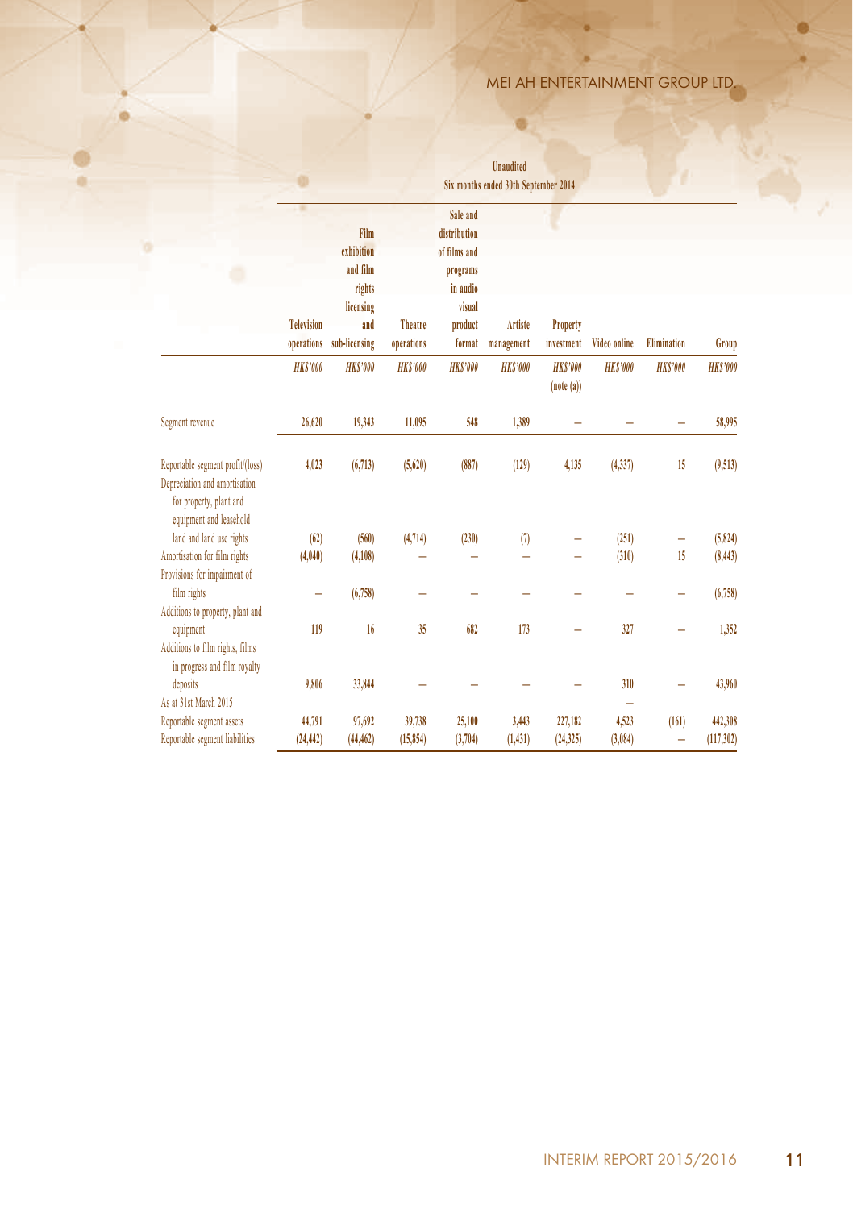| | Unaudited Six months ended 30th September 2014 | | | | | | | | |
|---|---|---|---|---|---|---|---|---|---|
| | Television operations | Film exhibition and film rights licensing and sub-licensing | Theatre operations | Sale and distribution of films and programs in audio visual product format | Artiste management | Property investment | Video online | Elimination | Group |
| | *HK$'000* | *HK$'000* | *HK$'000* | *HK$'000* | *HK$'000* | *HK$'000* (note (a)) | *HK$'000* | *HK$'000* | *HK$'000* |
| Segment revenue | 26,620 | 19,343 | 11,095 | 548 | 1,389 | – | – | – | 58,995 |
| Reportable segment profit/(loss) | 4,023 | (6,713) | (5,620) | (887) | (129) | 4,135 | (4,337) | 15 | (9,513) |
| Depreciation and amortisation for property, plant and equipment and leasehold land and land use rights | (62) | (560) | (4,714) | (230) | (7) | – | (251) | – | (5,824) |
| Amortisation for film rights | (4,040) | (4,108) | – | – | – | – | (310) | 15 | (8,443) |
| Provisions for impairment of film rights | – | (6,758) | – | – | – | – | – | – | (6,758) |
| Additions to property, plant and equipment | 119 | 16 | 35 | 682 | 173 | – | 327 | – | 1,352 |
| Additions to film rights, films in progress and film royalty deposits | 9,806 | 33,844 | – | – | – | – | 310 | – | 43,960 |
| As at 31st March 2015 | | | | | | | – | | |
| Reportable segment assets | 44,791 | 97,692 | 39,738 | 25,100 | 3,443 | 227,182 | 4,523 | (161) | 442,308 |
| Reportable segment liabilities | (24,442) | (44,462) | (15,854) | (3,704) | (1,431) | (24,325) | (3,084) | – | (117,302) |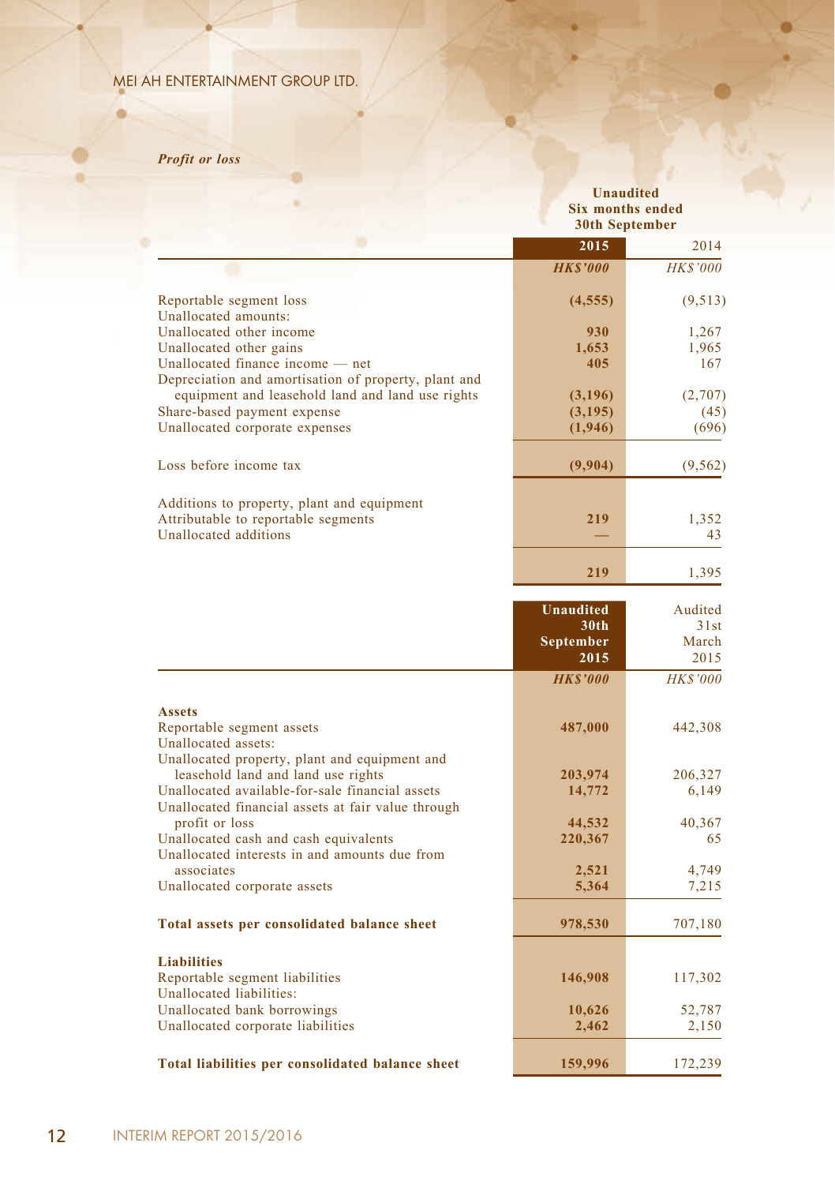*Profit or loss*

| | Unaudited Six months ended 30th September 2015 | 2014 |
|---|---|---|
| | ***HK$'000*** | *HK$'000* |
| Reportable segment loss | **(4,555)** | (9,513) |
| Unallocated amounts: | | |
| Unallocated other income | **930** | 1,267 |
| Unallocated other gains | **1,653** | 1,965 |
| Unallocated finance income — net | **405** | 167 |
| Depreciation and amortisation of property, plant and equipment and leasehold land and land use rights | **(3,196)** | (2,707) |
| Share-based payment expense | **(3,195)** | (45) |
| Unallocated corporate expenses | **(1,946)** | (696) |
| Loss before income tax | **(9,904)** | (9,562) |
| Additions to property, plant and equipment | | |
| Attributable to reportable segments | **219** | 1,352 |
| Unallocated additions | **—** | 43 |
| | **219** | 1,395 |

| | Unaudited 30th September 2015 | Audited 31st March 2015 |
|---|---|---|
| | ***HK$'000*** | *HK$'000* |
| **Assets** | | |
| Reportable segment assets | **487,000** | 442,308 |
| Unallocated assets: | | |
| Unallocated property, plant and equipment and leasehold land and land use rights | **203,974** | 206,327 |
| Unallocated available-for-sale financial assets | **14,772** | 6,149 |
| Unallocated financial assets at fair value through profit or loss | **44,532** | 40,367 |
| Unallocated cash and cash equivalents | **220,367** | 65 |
| Unallocated interests in and amounts due from associates | **2,521** | 4,749 |
| Unallocated corporate assets | **5,364** | 7,215 |
| **Total assets per consolidated balance sheet** | **978,530** | 707,180 |
| **Liabilities** | | |
| Reportable segment liabilities | **146,908** | 117,302 |
| Unallocated liabilities: | | |
| Unallocated bank borrowings | **10,626** | 52,787 |
| Unallocated corporate liabilities | **2,462** | 2,150 |
| **Total liabilities per consolidated balance sheet** | **159,996** | 172,239 |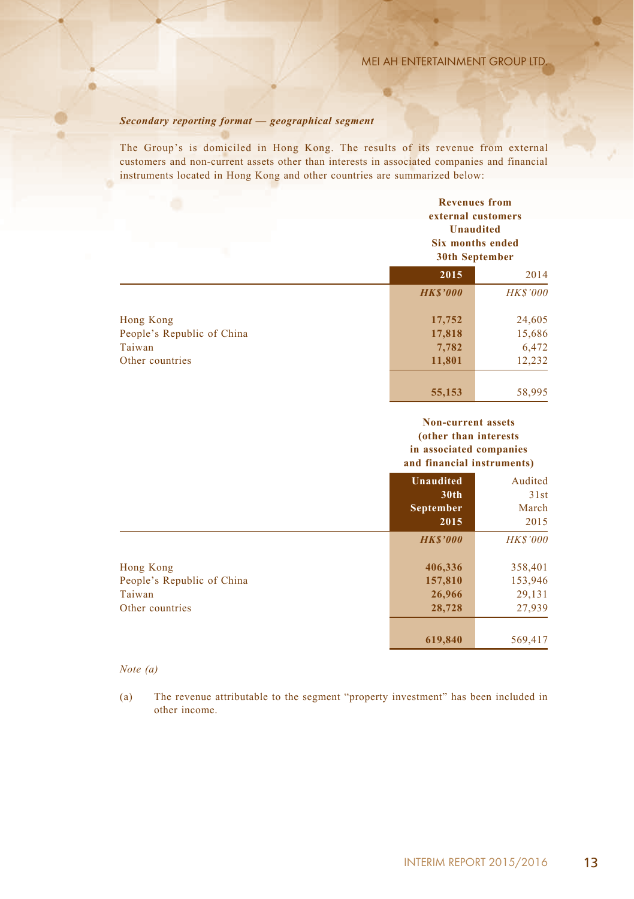***Secondary reporting format — geographical segment***

The Group's is domiciled in Hong Kong. The results of its revenue from external customers and non-current assets other than interests in associated companies and financial instruments located in Hong Kong and other countries are summarized below:

| | **Revenues from external customers Unaudited Six months ended 30th September** | |
|---|---|---|
| | **2015** | 2014 |
| | ***HK$'000*** | *HK$'000* |
| Hong Kong | **17,752** | 24,605 |
| People's Republic of China | **17,818** | 15,686 |
| Taiwan | **7,782** | 6,472 |
| Other countries | **11,801** | 12,232 |
| | **55,153** | 58,995 |

| | **Non-current assets (other than interests in associated companies and financial instruments)** | |
|---|---|---|
| | **Unaudited 30th September 2015** | Audited 31st March 2015 |
| | ***HK$'000*** | *HK$'000* |
| Hong Kong | **406,336** | 358,401 |
| People's Republic of China | **157,810** | 153,946 |
| Taiwan | **26,966** | 29,131 |
| Other countries | **28,728** | 27,939 |
| | **619,840** | 569,417 |

*Note (a)*

(a) The revenue attributable to the segment "property investment" has been included in other income.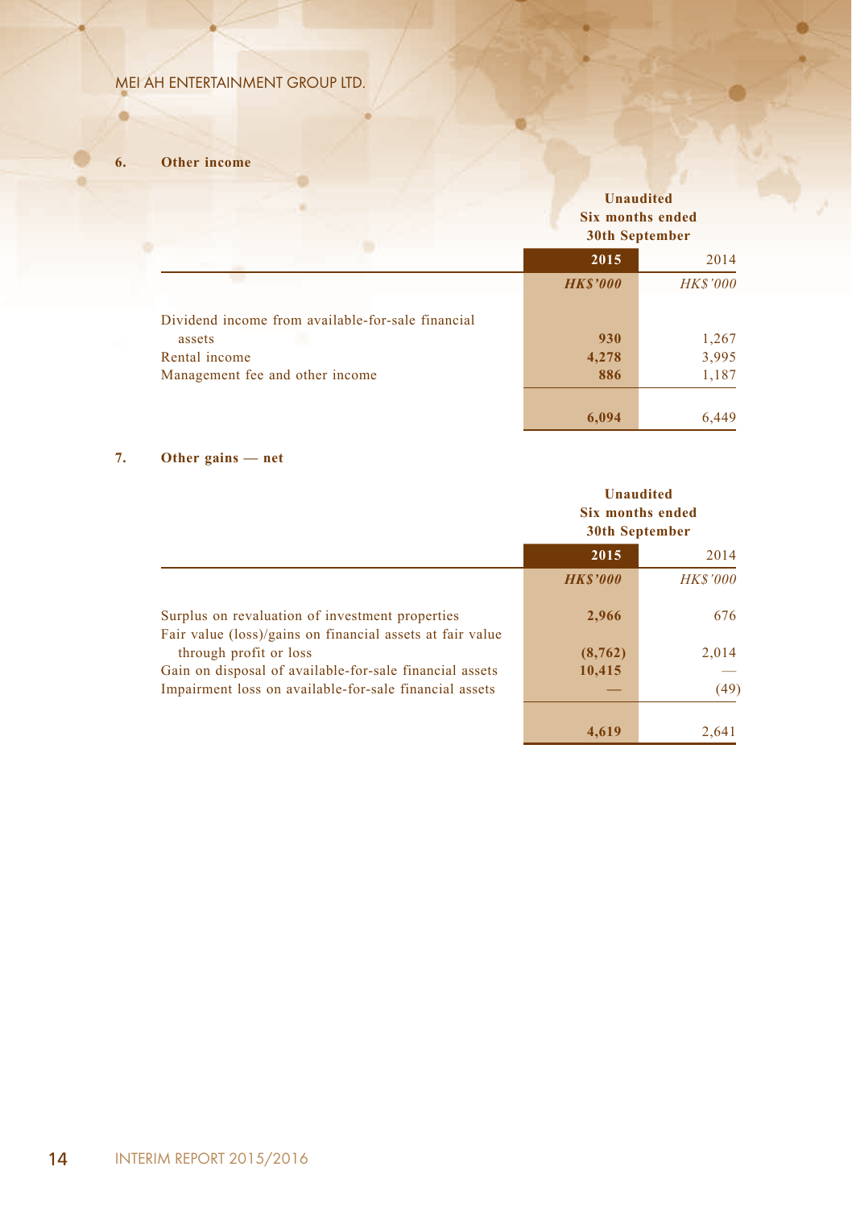### 6. Other income

| | Unaudited Six months ended 30th September | |
|---|---|---|
| | **2015** | 2014 |
| | ***HK$'000*** | *HK$'000* |
| Dividend income from available-for-sale financial assets | **930** | 1,267 |
| Rental income | **4,278** | 3,995 |
| Management fee and other income | **886** | 1,187 |
| | **6,094** | 6,449 |

### 7. Other gains — net

| | Unaudited Six months ended 30th September | |
|---|---|---|
| | **2015** | 2014 |
| | ***HK$'000*** | *HK$'000* |
| Surplus on revaluation of investment properties | **2,966** | 676 |
| Fair value (loss)/gains on financial assets at fair value through profit or loss | **(8,762)** | 2,014 |
| Gain on disposal of available-for-sale financial assets | **10,415** | — |
| Impairment loss on available-for-sale financial assets | **—** | (49) |
| | **4,619** | 2,641 |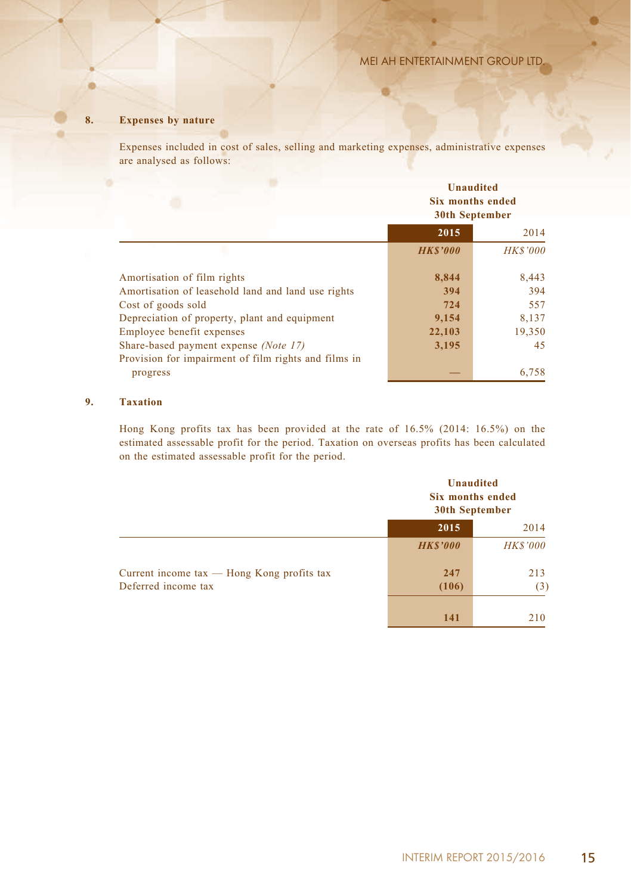## 8. Expenses by nature

Expenses included in cost of sales, selling and marketing expenses, administrative expenses are analysed as follows:

| | Unaudited Six months ended 30th September | |
|---|---|---|
| | **2015** | 2014 |
| | ***HK$'000*** | *HK$'000* |
| Amortisation of film rights | **8,844** | 8,443 |
| Amortisation of leasehold land and land use rights | **394** | 394 |
| Cost of goods sold | **724** | 557 |
| Depreciation of property, plant and equipment | **9,154** | 8,137 |
| Employee benefit expenses | **22,103** | 19,350 |
| Share-based payment expense *(Note 17)* | **3,195** | 45 |
| Provision for impairment of film rights and films in progress | **—** | 6,758 |

## 9. Taxation

Hong Kong profits tax has been provided at the rate of 16.5% (2014: 16.5%) on the estimated assessable profit for the period. Taxation on overseas profits has been calculated on the estimated assessable profit for the period.

| | Unaudited Six months ended 30th September | |
|---|---|---|
| | **2015** | 2014 |
| | ***HK$'000*** | *HK$'000* |
| Current income tax — Hong Kong profits tax | **247** | 213 |
| Deferred income tax | **(106)** | (3) |
| | **141** | 210 |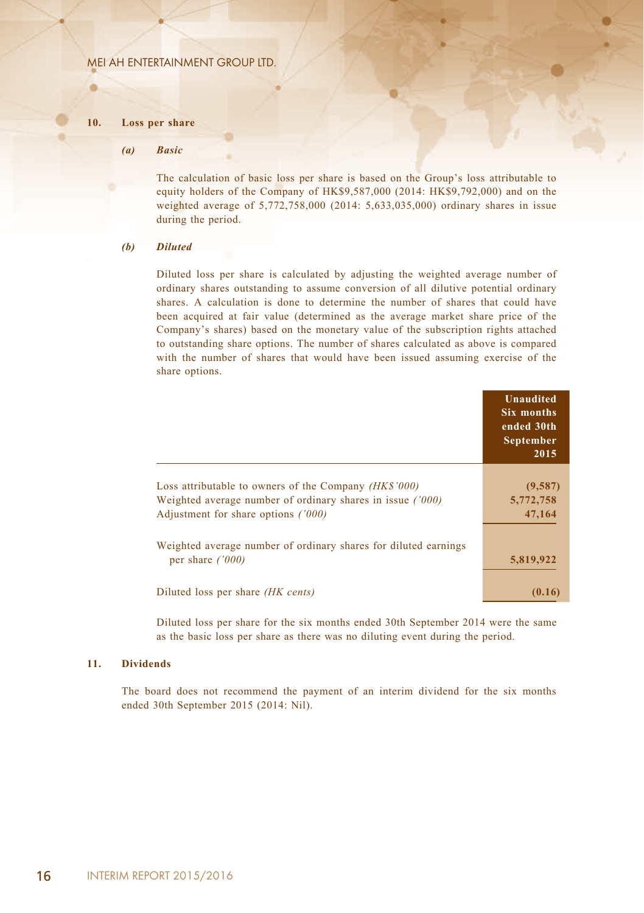## 10. Loss per share

### *(a) Basic*

The calculation of basic loss per share is based on the Group's loss attributable to equity holders of the Company of HK$9,587,000 (2014: HK$9,792,000) and on the weighted average of 5,772,758,000 (2014: 5,633,035,000) ordinary shares in issue during the period.

### *(b) Diluted*

Diluted loss per share is calculated by adjusting the weighted average number of ordinary shares outstanding to assume conversion of all dilutive potential ordinary shares. A calculation is done to determine the number of shares that could have been acquired at fair value (determined as the average market share price of the Company's shares) based on the monetary value of the subscription rights attached to outstanding share options. The number of shares calculated as above is compared with the number of shares that would have been issued assuming exercise of the share options.

| | **Unaudited Six months ended 30th September 2015** |
|---|---|
| Loss attributable to owners of the Company *(HK$'000)* | **(9,587)** |
| Weighted average number of ordinary shares in issue *('000)* | **5,772,758** |
| Adjustment for share options *('000)* | **47,164** |
| Weighted average number of ordinary shares for diluted earnings per share *('000)* | **5,819,922** |
| Diluted loss per share *(HK cents)* | **(0.16)** |

Diluted loss per share for the six months ended 30th September 2014 were the same as the basic loss per share as there was no diluting event during the period.

## 11. Dividends

The board does not recommend the payment of an interim dividend for the six months ended 30th September 2015 (2014: Nil).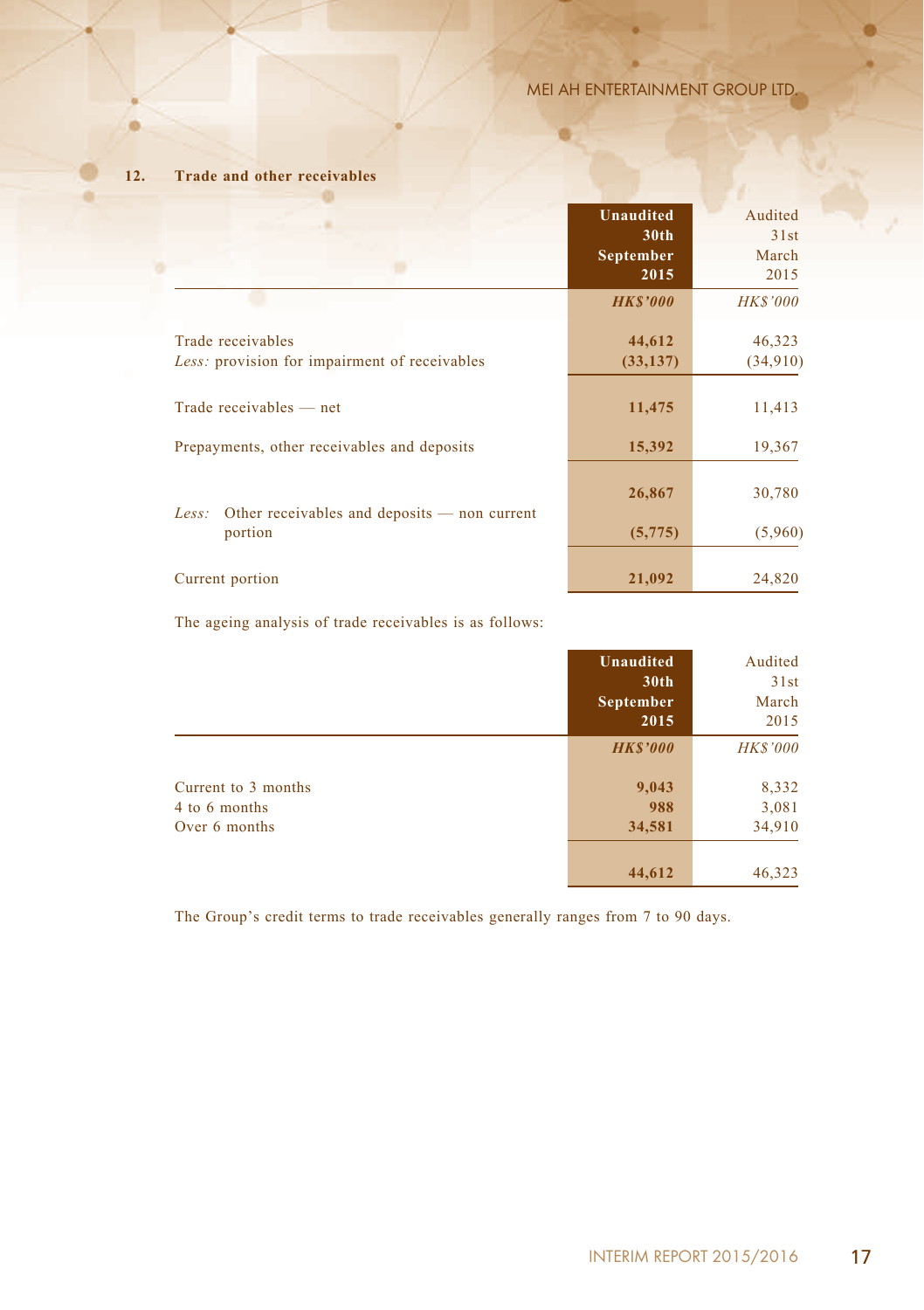## 12. Trade and other receivables

| | Unaudited 30th September 2015 | Audited 31st March 2015 |
|---|---|---|
| | *HK$'000* | *HK$'000* |
| Trade receivables | 44,612 | 46,323 |
| *Less:* provision for impairment of receivables | (33,137) | (34,910) |
| Trade receivables — net | 11,475 | 11,413 |
| Prepayments, other receivables and deposits | 15,392 | 19,367 |
| | 26,867 | 30,780 |
| *Less:* Other receivables and deposits — non current portion | (5,775) | (5,960) |
| Current portion | 21,092 | 24,820 |

The ageing analysis of trade receivables is as follows:

| | Unaudited 30th September 2015 | Audited 31st March 2015 |
|---|---|---|
| | *HK$'000* | *HK$'000* |
| Current to 3 months | 9,043 | 8,332 |
| 4 to 6 months | 988 | 3,081 |
| Over 6 months | 34,581 | 34,910 |
| | 44,612 | 46,323 |

The Group's credit terms to trade receivables generally ranges from 7 to 90 days.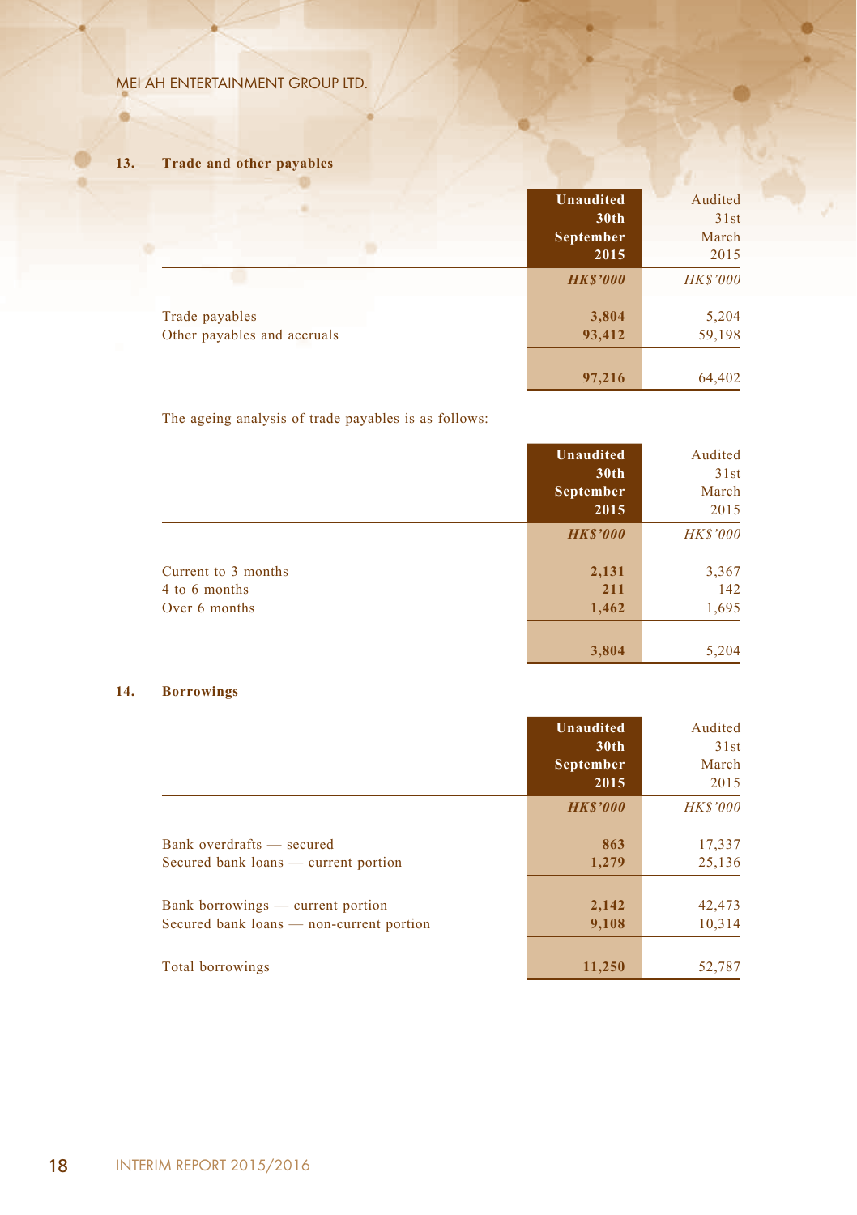## 13. Trade and other payables

| | Unaudited 30th September 2015 | Audited 31st March 2015 |
|---|---|---|
| | *HK$'000* | *HK$'000* |
| Trade payables | 3,804 | 5,204 |
| Other payables and accruals | 93,412 | 59,198 |
| | 97,216 | 64,402 |

The ageing analysis of trade payables is as follows:

| | Unaudited 30th September 2015 | Audited 31st March 2015 |
|---|---|---|
| | *HK$'000* | *HK$'000* |
| Current to 3 months | 2,131 | 3,367 |
| 4 to 6 months | 211 | 142 |
| Over 6 months | 1,462 | 1,695 |
| | 3,804 | 5,204 |

## 14. Borrowings

| | Unaudited 30th September 2015 | Audited 31st March 2015 |
|---|---|---|
| | *HK$'000* | *HK$'000* |
| Bank overdrafts — secured | 863 | 17,337 |
| Secured bank loans — current portion | 1,279 | 25,136 |
| Bank borrowings — current portion | 2,142 | 42,473 |
| Secured bank loans — non-current portion | 9,108 | 10,314 |
| Total borrowings | 11,250 | 52,787 |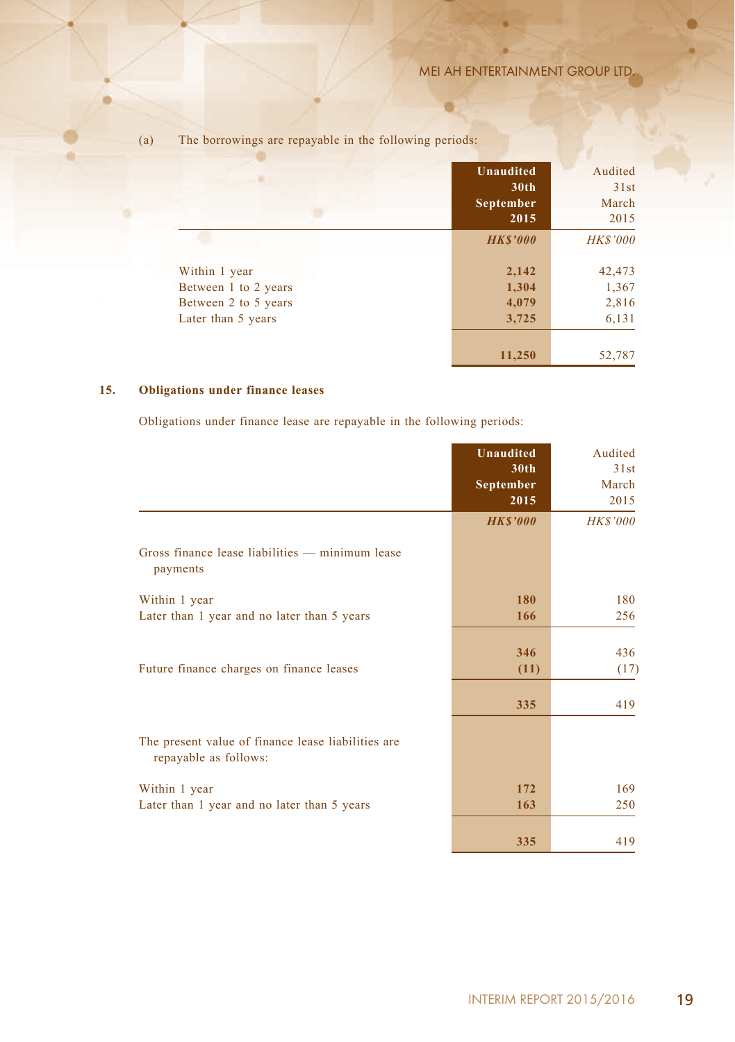(a) The borrowings are repayable in the following periods:

| | Unaudited 30th September 2015 | Audited 31st March 2015 |
|---|---|---|
| | *HK$'000* | *HK$'000* |
| Within 1 year | **2,142** | 42,473 |
| Between 1 to 2 years | **1,304** | 1,367 |
| Between 2 to 5 years | **4,079** | 2,816 |
| Later than 5 years | **3,725** | 6,131 |
| | **11,250** | 52,787 |

## 15. Obligations under finance leases

Obligations under finance lease are repayable in the following periods:

| | Unaudited 30th September 2015 | Audited 31st March 2015 |
|---|---|---|
| | *HK$'000* | *HK$'000* |
| Gross finance lease liabilities — minimum lease payments | | |
| Within 1 year | **180** | 180 |
| Later than 1 year and no later than 5 years | **166** | 256 |
| | **346** | 436 |
| Future finance charges on finance leases | **(11)** | (17) |
| | **335** | 419 |
| The present value of finance lease liabilities are repayable as follows: | | |
| Within 1 year | **172** | 169 |
| Later than 1 year and no later than 5 years | **163** | 250 |
| | **335** | 419 |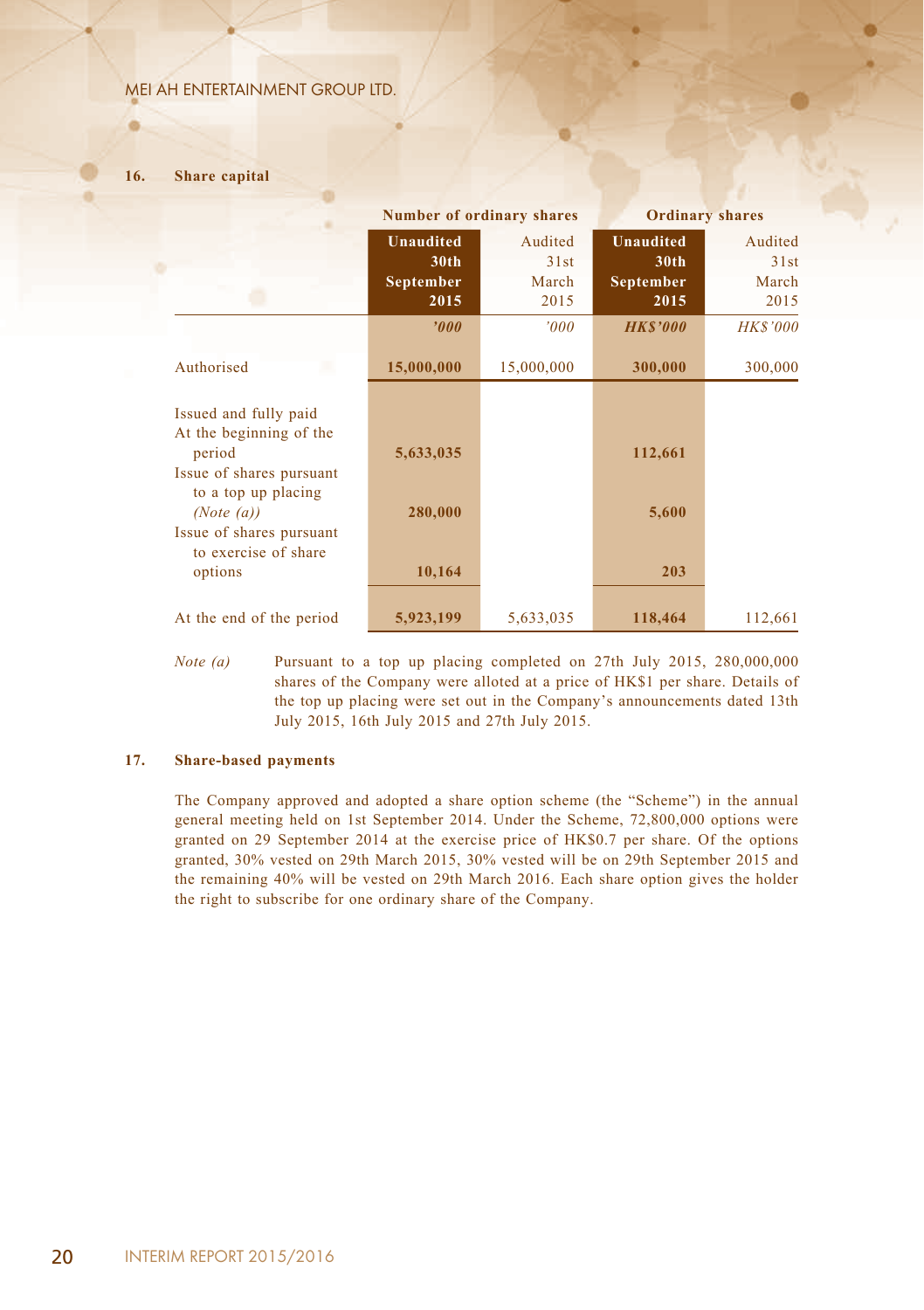## 16. Share capital

| | Number of ordinary shares | | Ordinary shares | |
|---|---|---|---|---|
| | **Unaudited 30th September 2015** | Audited 31st March 2015 | **Unaudited 30th September 2015** | Audited 31st March 2015 |
| | ***'000*** | *'000* | ***HK$'000*** | *HK$'000* |
| Authorised | **15,000,000** | 15,000,000 | **300,000** | 300,000 |
| Issued and fully paid | | | | |
| At the beginning of the period | **5,633,035** | | **112,661** | |
| Issue of shares pursuant to a top up placing *(Note (a))* | **280,000** | | **5,600** | |
| Issue of shares pursuant to exercise of share options | **10,164** | | **203** | |
| At the end of the period | **5,923,199** | 5,633,035 | **118,464** | 112,661 |

*Note (a)* Pursuant to a top up placing completed on 27th July 2015, 280,000,000 shares of the Company were alloted at a price of HK$1 per share. Details of the top up placing were set out in the Company's announcements dated 13th July 2015, 16th July 2015 and 27th July 2015.

## 17. Share-based payments

The Company approved and adopted a share option scheme (the "Scheme") in the annual general meeting held on 1st September 2014. Under the Scheme, 72,800,000 options were granted on 29 September 2014 at the exercise price of HK$0.7 per share. Of the options granted, 30% vested on 29th March 2015, 30% vested will be on 29th September 2015 and the remaining 40% will be vested on 29th March 2016. Each share option gives the holder the right to subscribe for one ordinary share of the Company.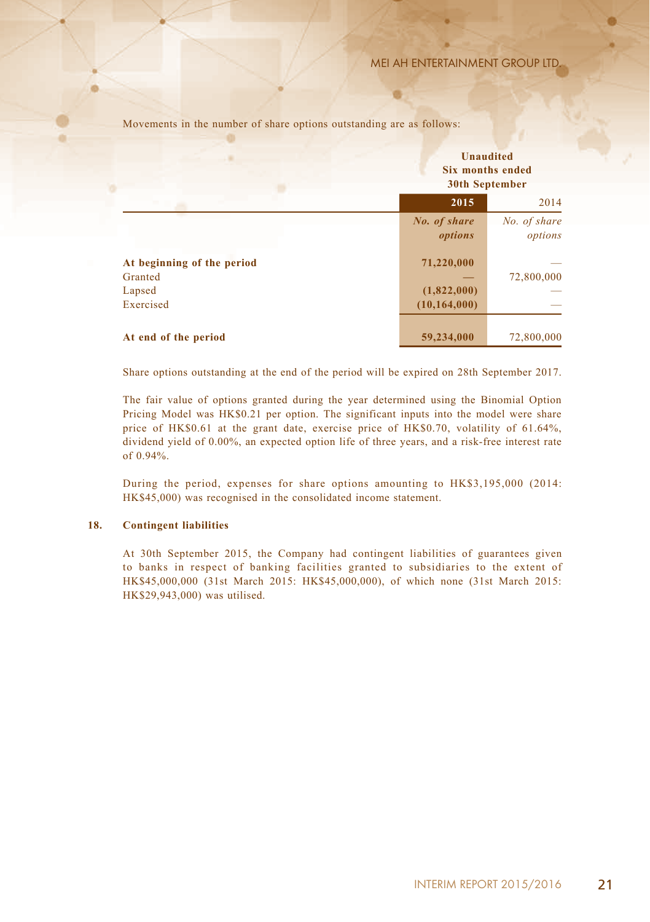Movements in the number of share options outstanding are as follows:

| | Unaudited Six months ended 30th September | |
|---|---|---|
| | **2015** | 2014 |
| | ***No. of share options*** | *No. of share options* |
| **At beginning of the period** | **71,220,000** | — |
| Granted | **—** | 72,800,000 |
| Lapsed | **(1,822,000)** | — |
| Exercised | **(10,164,000)** | — |
| **At end of the period** | **59,234,000** | 72,800,000 |

Share options outstanding at the end of the period will be expired on 28th September 2017.

The fair value of options granted during the year determined using the Binomial Option Pricing Model was HK$0.21 per option. The significant inputs into the model were share price of HK$0.61 at the grant date, exercise price of HK$0.70, volatility of 61.64%, dividend yield of 0.00%, an expected option life of three years, and a risk-free interest rate of 0.94%.

During the period, expenses for share options amounting to HK$3,195,000 (2014: HK$45,000) was recognised in the consolidated income statement.

## 18. Contingent liabilities

At 30th September 2015, the Company had contingent liabilities of guarantees given to banks in respect of banking facilities granted to subsidiaries to the extent of HK$45,000,000 (31st March 2015: HK$45,000,000), of which none (31st March 2015: HK$29,943,000) was utilised.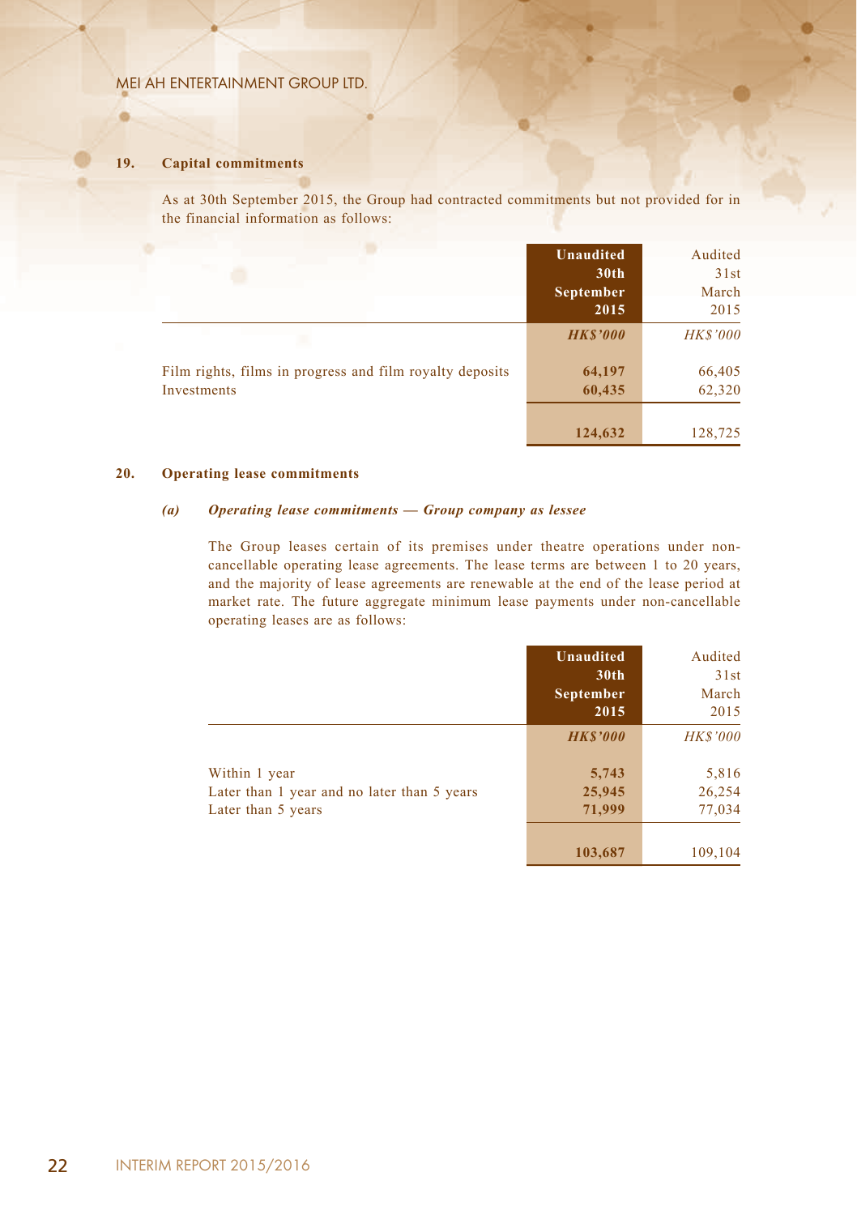## 19. Capital commitments

As at 30th September 2015, the Group had contracted commitments but not provided for in the financial information as follows:

| | **Unaudited 30th September 2015** | Audited 31st March 2015 |
|---|---|---|
| | ***HK$'000*** | *HK$'000* |
| Film rights, films in progress and film royalty deposits | **64,197** | 66,405 |
| Investments | **60,435** | 62,320 |
| | **124,632** | 128,725 |

## 20. Operating lease commitments

### *(a) Operating lease commitments — Group company as lessee*

The Group leases certain of its premises under theatre operations under non-cancellable operating lease agreements. The lease terms are between 1 to 20 years, and the majority of lease agreements are renewable at the end of the lease period at market rate. The future aggregate minimum lease payments under non-cancellable operating leases are as follows:

| | **Unaudited 30th September 2015** | Audited 31st March 2015 |
|---|---|---|
| | ***HK$'000*** | *HK$'000* |
| Within 1 year | **5,743** | 5,816 |
| Later than 1 year and no later than 5 years | **25,945** | 26,254 |
| Later than 5 years | **71,999** | 77,034 |
| | **103,687** | 109,104 |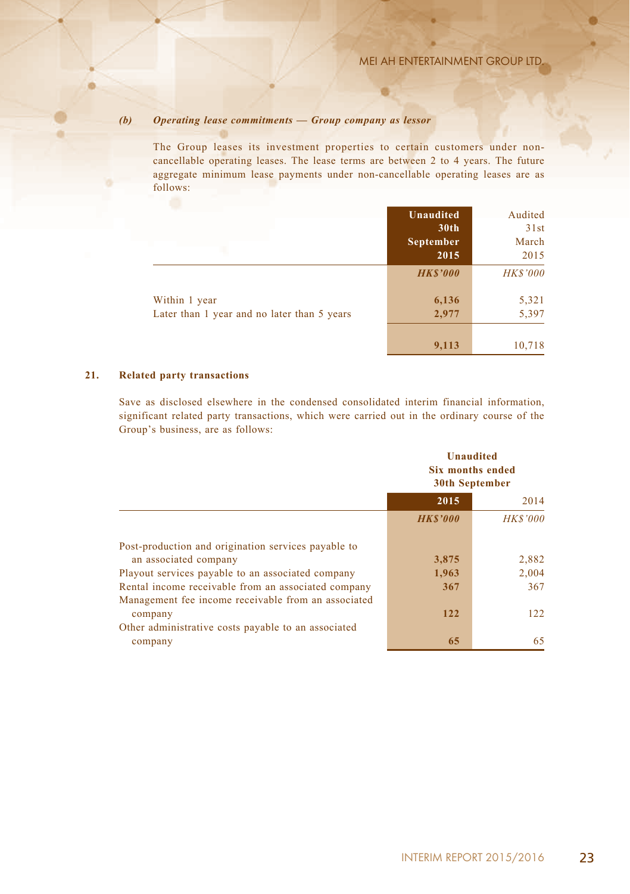*(b)* ***Operating lease commitments — Group company as lessor***

The Group leases its investment properties to certain customers under non-cancellable operating leases. The lease terms are between 2 to 4 years. The future aggregate minimum lease payments under non-cancellable operating leases are as follows:

| | **Unaudited 30th September 2015** | Audited 31st March 2015 |
|---|---|---|
| | ***HK$'000*** | *HK$'000* |
| Within 1 year | **6,136** | 5,321 |
| Later than 1 year and no later than 5 years | **2,977** | 5,397 |
| | **9,113** | 10,718 |

## 21. Related party transactions

Save as disclosed elsewhere in the condensed consolidated interim financial information, significant related party transactions, which were carried out in the ordinary course of the Group's business, are as follows:

| | **Unaudited Six months ended 30th September** | |
|---|---|---|
| | **2015** | 2014 |
| | ***HK$'000*** | *HK$'000* |
| Post-production and origination services payable to an associated company | **3,875** | 2,882 |
| Playout services payable to an associated company | **1,963** | 2,004 |
| Rental income receivable from an associated company | **367** | 367 |
| Management fee income receivable from an associated company | **122** | 122 |
| Other administrative costs payable to an associated company | **65** | 65 |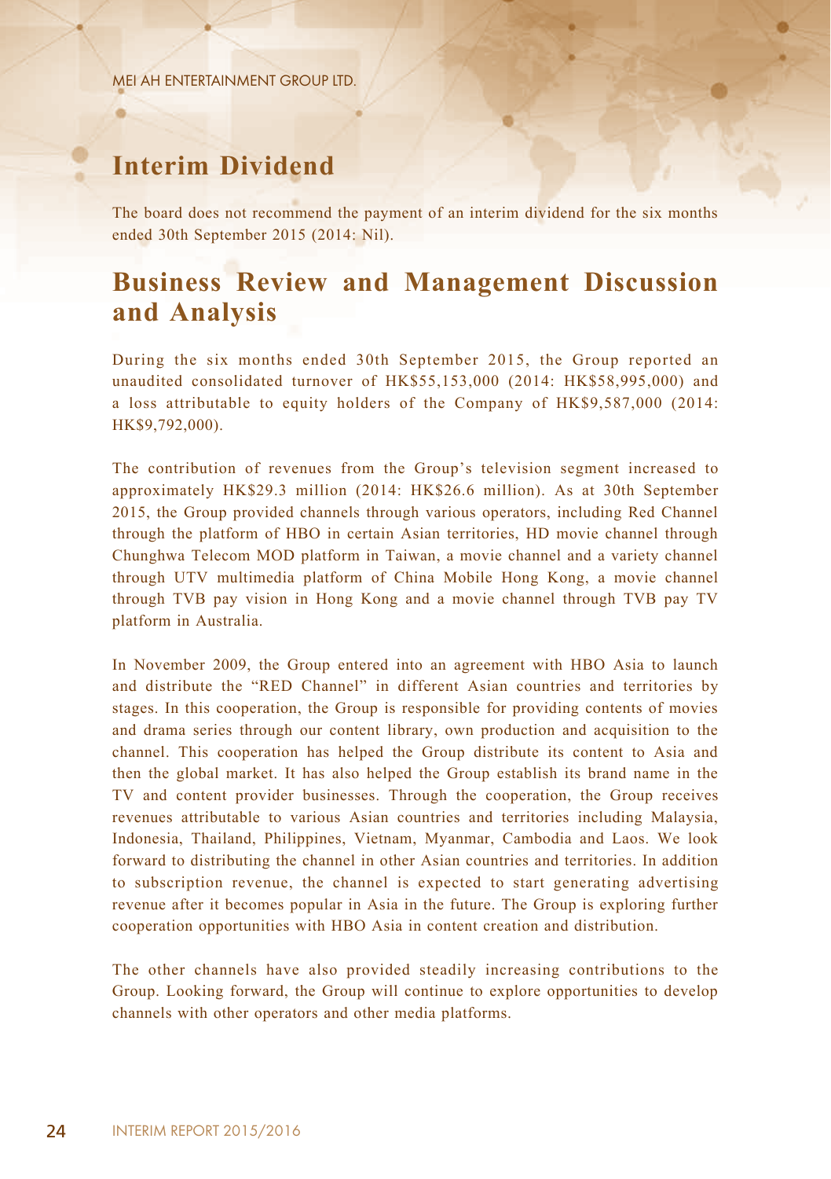## Interim Dividend

The board does not recommend the payment of an interim dividend for the six months ended 30th September 2015 (2014: Nil).

## Business Review and Management Discussion and Analysis

During the six months ended 30th September 2015, the Group reported an unaudited consolidated turnover of HK$55,153,000 (2014: HK$58,995,000) and a loss attributable to equity holders of the Company of HK$9,587,000 (2014: HK$9,792,000).

The contribution of revenues from the Group's television segment increased to approximately HK$29.3 million (2014: HK$26.6 million). As at 30th September 2015, the Group provided channels through various operators, including Red Channel through the platform of HBO in certain Asian territories, HD movie channel through Chunghwa Telecom MOD platform in Taiwan, a movie channel and a variety channel through UTV multimedia platform of China Mobile Hong Kong, a movie channel through TVB pay vision in Hong Kong and a movie channel through TVB pay TV platform in Australia.

In November 2009, the Group entered into an agreement with HBO Asia to launch and distribute the "RED Channel" in different Asian countries and territories by stages. In this cooperation, the Group is responsible for providing contents of movies and drama series through our content library, own production and acquisition to the channel. This cooperation has helped the Group distribute its content to Asia and then the global market. It has also helped the Group establish its brand name in the TV and content provider businesses. Through the cooperation, the Group receives revenues attributable to various Asian countries and territories including Malaysia, Indonesia, Thailand, Philippines, Vietnam, Myanmar, Cambodia and Laos. We look forward to distributing the channel in other Asian countries and territories. In addition to subscription revenue, the channel is expected to start generating advertising revenue after it becomes popular in Asia in the future. The Group is exploring further cooperation opportunities with HBO Asia in content creation and distribution.

The other channels have also provided steadily increasing contributions to the Group. Looking forward, the Group will continue to explore opportunities to develop channels with other operators and other media platforms.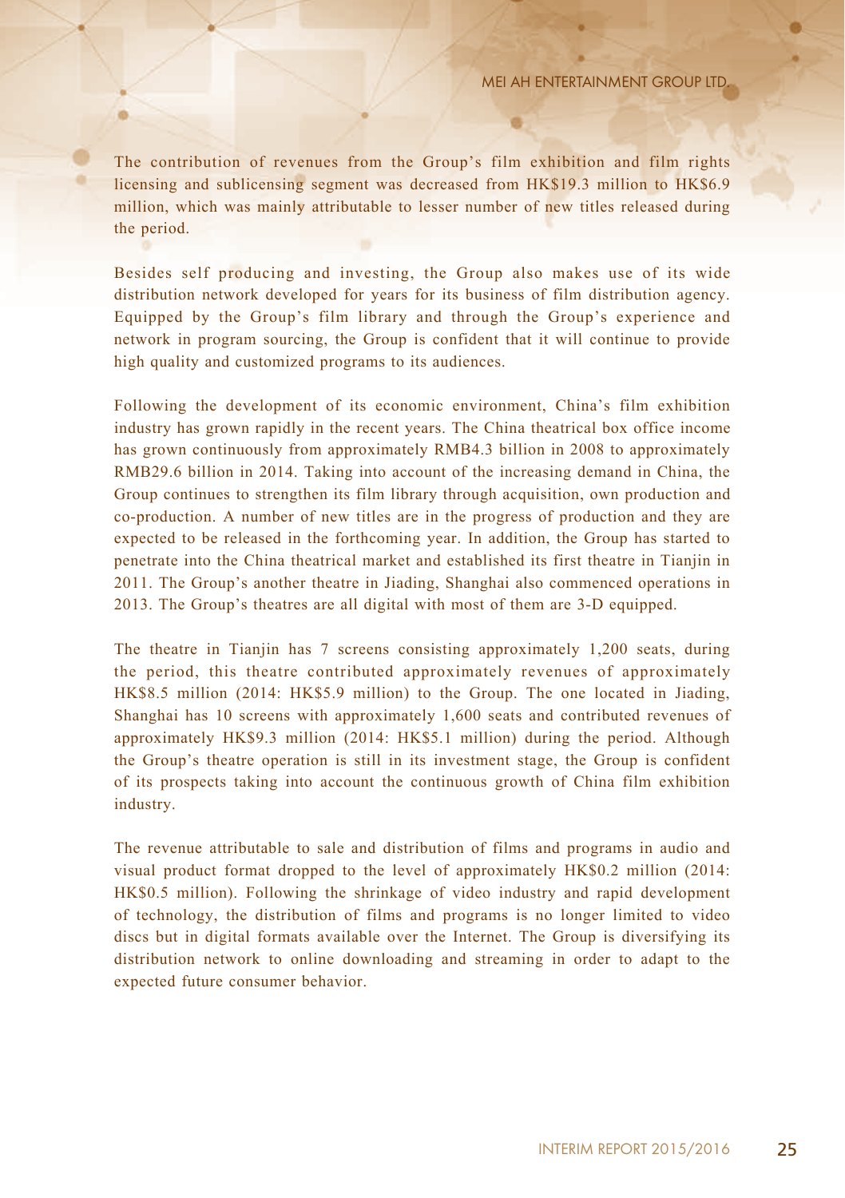The contribution of revenues from the Group's film exhibition and film rights licensing and sublicensing segment was decreased from HK$19.3 million to HK$6.9 million, which was mainly attributable to lesser number of new titles released during the period.

Besides self producing and investing, the Group also makes use of its wide distribution network developed for years for its business of film distribution agency. Equipped by the Group's film library and through the Group's experience and network in program sourcing, the Group is confident that it will continue to provide high quality and customized programs to its audiences.

Following the development of its economic environment, China's film exhibition industry has grown rapidly in the recent years. The China theatrical box office income has grown continuously from approximately RMB4.3 billion in 2008 to approximately RMB29.6 billion in 2014. Taking into account of the increasing demand in China, the Group continues to strengthen its film library through acquisition, own production and co-production. A number of new titles are in the progress of production and they are expected to be released in the forthcoming year. In addition, the Group has started to penetrate into the China theatrical market and established its first theatre in Tianjin in 2011. The Group's another theatre in Jiading, Shanghai also commenced operations in 2013. The Group's theatres are all digital with most of them are 3-D equipped.

The theatre in Tianjin has 7 screens consisting approximately 1,200 seats, during the period, this theatre contributed approximately revenues of approximately HK$8.5 million (2014: HK$5.9 million) to the Group. The one located in Jiading, Shanghai has 10 screens with approximately 1,600 seats and contributed revenues of approximately HK$9.3 million (2014: HK$5.1 million) during the period. Although the Group's theatre operation is still in its investment stage, the Group is confident of its prospects taking into account the continuous growth of China film exhibition industry.

The revenue attributable to sale and distribution of films and programs in audio and visual product format dropped to the level of approximately HK$0.2 million (2014: HK$0.5 million). Following the shrinkage of video industry and rapid development of technology, the distribution of films and programs is no longer limited to video discs but in digital formats available over the Internet. The Group is diversifying its distribution network to online downloading and streaming in order to adapt to the expected future consumer behavior.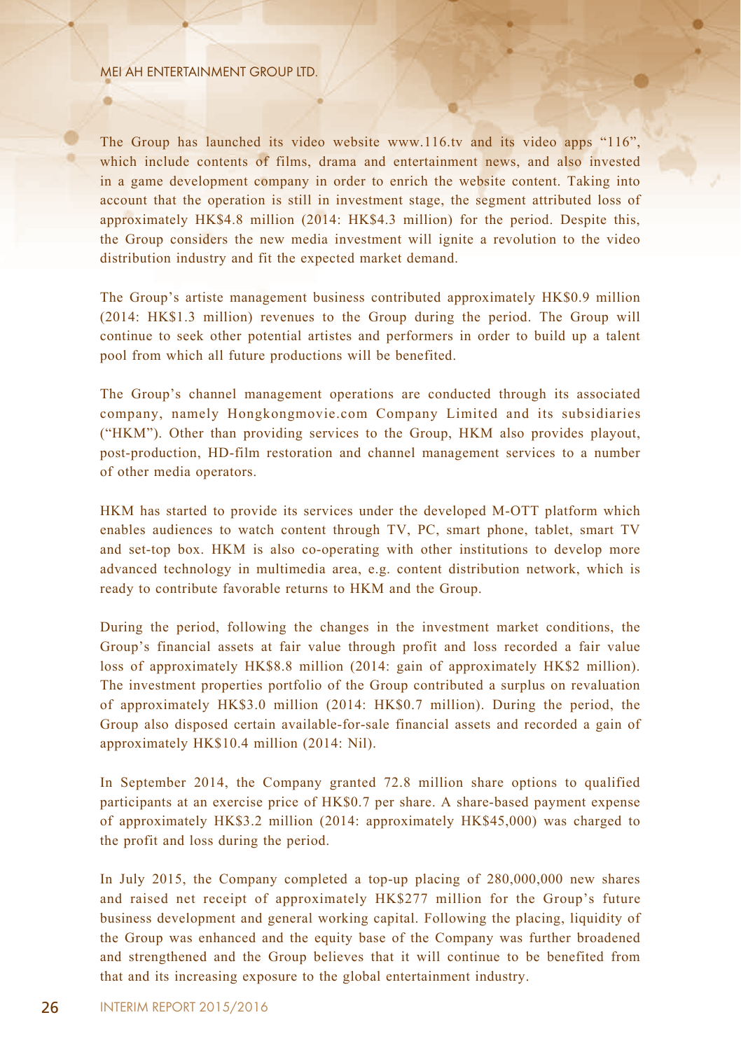The Group has launched its video website www.116.tv and its video apps "116", which include contents of films, drama and entertainment news, and also invested in a game development company in order to enrich the website content. Taking into account that the operation is still in investment stage, the segment attributed loss of approximately HK$4.8 million (2014: HK$4.3 million) for the period. Despite this, the Group considers the new media investment will ignite a revolution to the video distribution industry and fit the expected market demand.

The Group's artiste management business contributed approximately HK$0.9 million (2014: HK$1.3 million) revenues to the Group during the period. The Group will continue to seek other potential artistes and performers in order to build up a talent pool from which all future productions will be benefited.

The Group's channel management operations are conducted through its associated company, namely Hongkongmovie.com Company Limited and its subsidiaries ("HKM"). Other than providing services to the Group, HKM also provides playout, post-production, HD-film restoration and channel management services to a number of other media operators.

HKM has started to provide its services under the developed M-OTT platform which enables audiences to watch content through TV, PC, smart phone, tablet, smart TV and set-top box. HKM is also co-operating with other institutions to develop more advanced technology in multimedia area, e.g. content distribution network, which is ready to contribute favorable returns to HKM and the Group.

During the period, following the changes in the investment market conditions, the Group's financial assets at fair value through profit and loss recorded a fair value loss of approximately HK$8.8 million (2014: gain of approximately HK$2 million). The investment properties portfolio of the Group contributed a surplus on revaluation of approximately HK$3.0 million (2014: HK$0.7 million). During the period, the Group also disposed certain available-for-sale financial assets and recorded a gain of approximately HK$10.4 million (2014: Nil).

In September 2014, the Company granted 72.8 million share options to qualified participants at an exercise price of HK$0.7 per share. A share-based payment expense of approximately HK$3.2 million (2014: approximately HK$45,000) was charged to the profit and loss during the period.

In July 2015, the Company completed a top-up placing of 280,000,000 new shares and raised net receipt of approximately HK$277 million for the Group's future business development and general working capital. Following the placing, liquidity of the Group was enhanced and the equity base of the Company was further broadened and strengthened and the Group believes that it will continue to be benefited from that and its increasing exposure to the global entertainment industry.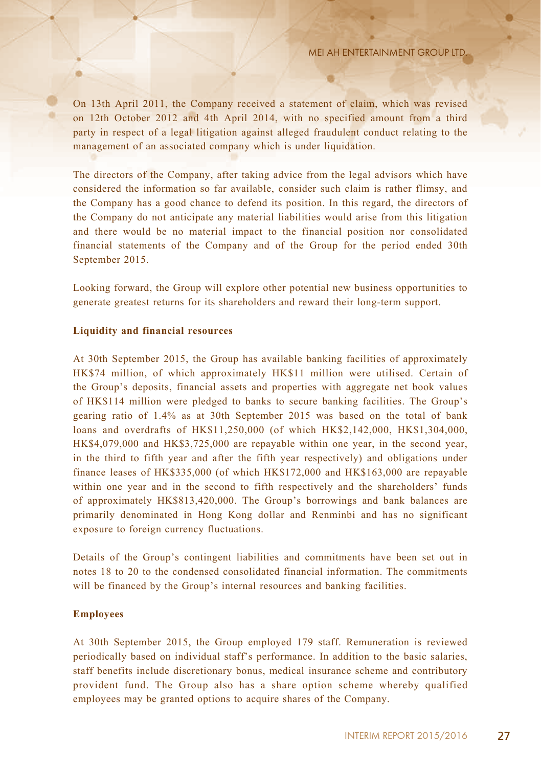On 13th April 2011, the Company received a statement of claim, which was revised on 12th October 2012 and 4th April 2014, with no specified amount from a third party in respect of a legal litigation against alleged fraudulent conduct relating to the management of an associated company which is under liquidation.

The directors of the Company, after taking advice from the legal advisors which have considered the information so far available, consider such claim is rather flimsy, and the Company has a good chance to defend its position. In this regard, the directors of the Company do not anticipate any material liabilities would arise from this litigation and there would be no material impact to the financial position nor consolidated financial statements of the Company and of the Group for the period ended 30th September 2015.

Looking forward, the Group will explore other potential new business opportunities to generate greatest returns for its shareholders and reward their long-term support.

**Liquidity and financial resources**

At 30th September 2015, the Group has available banking facilities of approximately HK$74 million, of which approximately HK$11 million were utilised. Certain of the Group's deposits, financial assets and properties with aggregate net book values of HK$114 million were pledged to banks to secure banking facilities. The Group's gearing ratio of 1.4% as at 30th September 2015 was based on the total of bank loans and overdrafts of HK$11,250,000 (of which HK$2,142,000, HK$1,304,000, HK$4,079,000 and HK$3,725,000 are repayable within one year, in the second year, in the third to fifth year and after the fifth year respectively) and obligations under finance leases of HK$335,000 (of which HK$172,000 and HK$163,000 are repayable within one year and in the second to fifth respectively and the shareholders' funds of approximately HK$813,420,000. The Group's borrowings and bank balances are primarily denominated in Hong Kong dollar and Renminbi and has no significant exposure to foreign currency fluctuations.

Details of the Group's contingent liabilities and commitments have been set out in notes 18 to 20 to the condensed consolidated financial information. The commitments will be financed by the Group's internal resources and banking facilities.

**Employees**

At 30th September 2015, the Group employed 179 staff. Remuneration is reviewed periodically based on individual staff's performance. In addition to the basic salaries, staff benefits include discretionary bonus, medical insurance scheme and contributory provident fund. The Group also has a share option scheme whereby qualified employees may be granted options to acquire shares of the Company.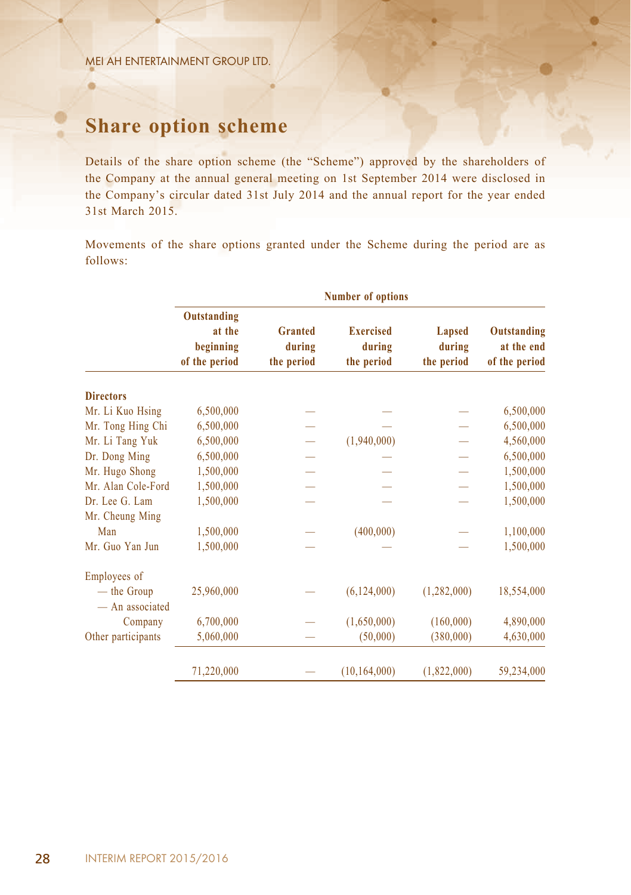## Share option scheme

Details of the share option scheme (the "Scheme") approved by the shareholders of the Company at the annual general meeting on 1st September 2014 were disclosed in the Company's circular dated 31st July 2014 and the annual report for the year ended 31st March 2015.

Movements of the share options granted under the Scheme during the period are as follows:

| | Number of options | | | | |
|---|---|---|---|---|---|
| | **Outstanding at the beginning of the period** | **Granted during the period** | **Exercised during the period** | **Lapsed during the period** | **Outstanding at the end of the period** |
| **Directors** | | | | | |
| Mr. Li Kuo Hsing | 6,500,000 | — | — | — | 6,500,000 |
| Mr. Tong Hing Chi | 6,500,000 | — | — | — | 6,500,000 |
| Mr. Li Tang Yuk | 6,500,000 | — | (1,940,000) | — | 4,560,000 |
| Dr. Dong Ming | 6,500,000 | — | — | — | 6,500,000 |
| Mr. Hugo Shong | 1,500,000 | — | — | — | 1,500,000 |
| Mr. Alan Cole-Ford | 1,500,000 | — | — | — | 1,500,000 |
| Dr. Lee G. Lam | 1,500,000 | — | — | — | 1,500,000 |
| Mr. Cheung Ming Man | 1,500,000 | — | (400,000) | — | 1,100,000 |
| Mr. Guo Yan Jun | 1,500,000 | — | — | — | 1,500,000 |
| Employees of | | | | | |
| — the Group | 25,960,000 | — | (6,124,000) | (1,282,000) | 18,554,000 |
| — An associated Company | 6,700,000 | — | (1,650,000) | (160,000) | 4,890,000 |
| Other participants | 5,060,000 | — | (50,000) | (380,000) | 4,630,000 |
| | 71,220,000 | — | (10,164,000) | (1,822,000) | 59,234,000 |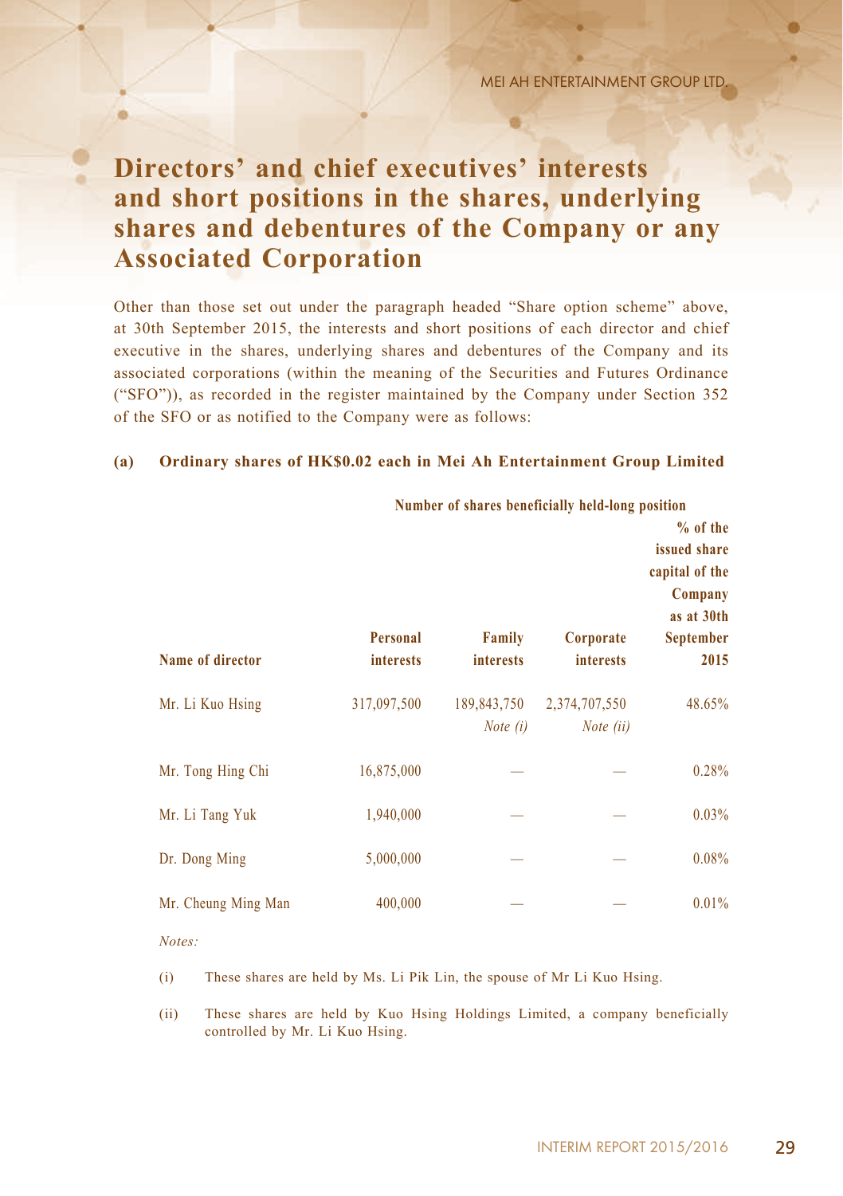# Directors' and chief executives' interests and short positions in the shares, underlying shares and debentures of the Company or any Associated Corporation

Other than those set out under the paragraph headed "Share option scheme" above, at 30th September 2015, the interests and short positions of each director and chief executive in the shares, underlying shares and debentures of the Company and its associated corporations (within the meaning of the Securities and Futures Ordinance ("SFO")), as recorded in the register maintained by the Company under Section 352 of the SFO or as notified to the Company were as follows:

**(a) Ordinary shares of HK$0.02 each in Mei Ah Entertainment Group Limited**

| | Number of shares beneficially held-long position | | | |
|---|---|---|---|---|
| **Name of director** | **Personal interests** | **Family interests** | **Corporate interests** | **% of the issued share capital of the Company as at 30th September 2015** |
| Mr. Li Kuo Hsing | 317,097,500 | 189,843,750 *Note (i)* | 2,374,707,550 *Note (ii)* | 48.65% |
| Mr. Tong Hing Chi | 16,875,000 | — | — | 0.28% |
| Mr. Li Tang Yuk | 1,940,000 | — | — | 0.03% |
| Dr. Dong Ming | 5,000,000 | — | — | 0.08% |
| Mr. Cheung Ming Man | 400,000 | — | — | 0.01% |

*Notes:*

(i) These shares are held by Ms. Li Pik Lin, the spouse of Mr Li Kuo Hsing.

(ii) These shares are held by Kuo Hsing Holdings Limited, a company beneficially controlled by Mr. Li Kuo Hsing.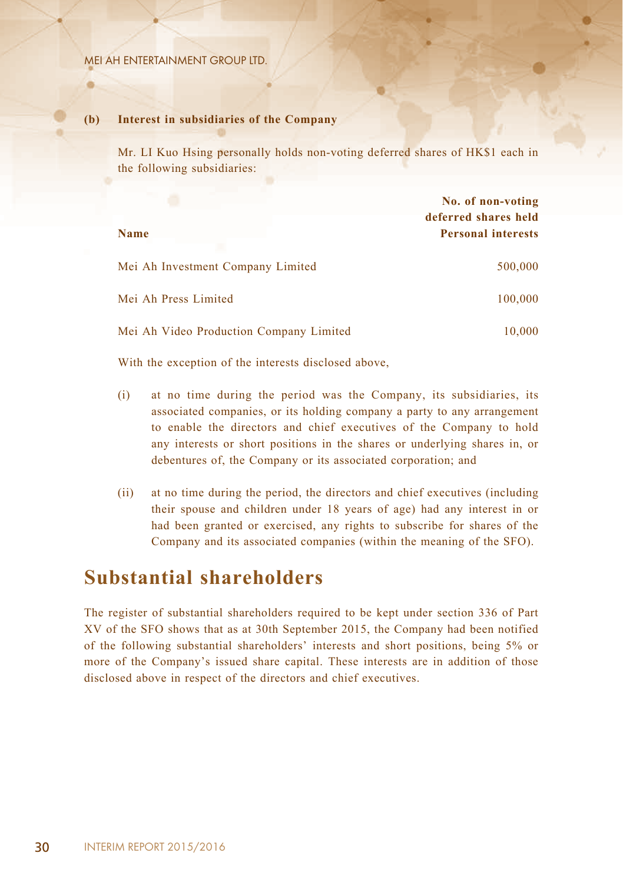**(b) Interest in subsidiaries of the Company**

Mr. LI Kuo Hsing personally holds non-voting deferred shares of HK$1 each in the following subsidiaries:

| Name | No. of non-voting deferred shares held Personal interests |
|---|---|
| Mei Ah Investment Company Limited | 500,000 |
| Mei Ah Press Limited | 100,000 |
| Mei Ah Video Production Company Limited | 10,000 |

With the exception of the interests disclosed above,

(i) at no time during the period was the Company, its subsidiaries, its associated companies, or its holding company a party to any arrangement to enable the directors and chief executives of the Company to hold any interests or short positions in the shares or underlying shares in, or debentures of, the Company or its associated corporation; and

(ii) at no time during the period, the directors and chief executives (including their spouse and children under 18 years of age) had any interest in or had been granted or exercised, any rights to subscribe for shares of the Company and its associated companies (within the meaning of the SFO).

## Substantial shareholders

The register of substantial shareholders required to be kept under section 336 of Part XV of the SFO shows that as at 30th September 2015, the Company had been notified of the following substantial shareholders' interests and short positions, being 5% or more of the Company's issued share capital. These interests are in addition of those disclosed above in respect of the directors and chief executives.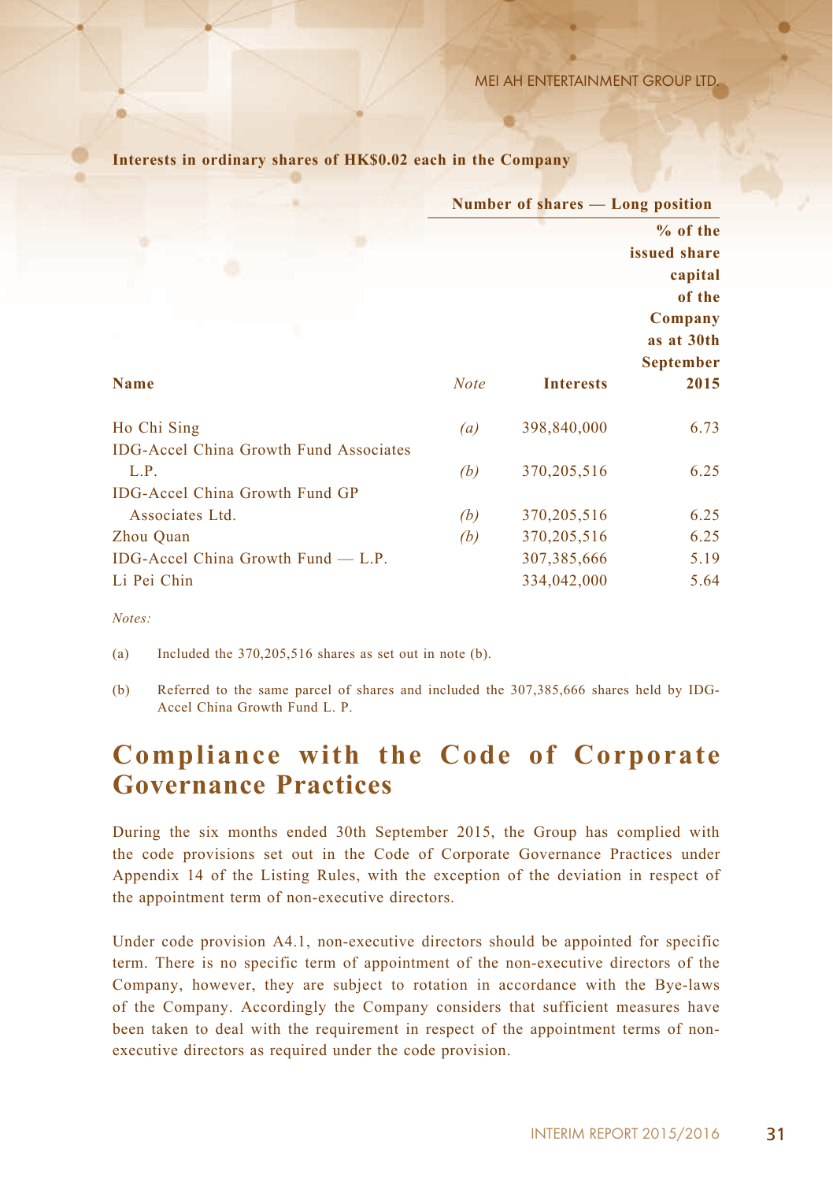**Interests in ordinary shares of HK$0.02 each in the Company**

| | | Number of shares — Long position | |
|---|---|---|---|
| **Name** | *Note* | **Interests** | **% of the issued share capital of the Company as at 30th September 2015** |
| Ho Chi Sing | *(a)* | 398,840,000 | 6.73 |
| IDG-Accel China Growth Fund Associates L.P. | *(b)* | 370,205,516 | 6.25 |
| IDG-Accel China Growth Fund GP Associates Ltd. | *(b)* | 370,205,516 | 6.25 |
| Zhou Quan | *(b)* | 370,205,516 | 6.25 |
| IDG-Accel China Growth Fund — L.P. | | 307,385,666 | 5.19 |
| Li Pei Chin | | 334,042,000 | 5.64 |

*Notes:*

(a) Included the 370,205,516 shares as set out in note (b).

(b) Referred to the same parcel of shares and included the 307,385,666 shares held by IDG-Accel China Growth Fund L. P.

# Compliance with the Code of Corporate Governance Practices

During the six months ended 30th September 2015, the Group has complied with the code provisions set out in the Code of Corporate Governance Practices under Appendix 14 of the Listing Rules, with the exception of the deviation in respect of the appointment term of non-executive directors.

Under code provision A4.1, non-executive directors should be appointed for specific term. There is no specific term of appointment of the non-executive directors of the Company, however, they are subject to rotation in accordance with the Bye-laws of the Company. Accordingly the Company considers that sufficient measures have been taken to deal with the requirement in respect of the appointment terms of non-executive directors as required under the code provision.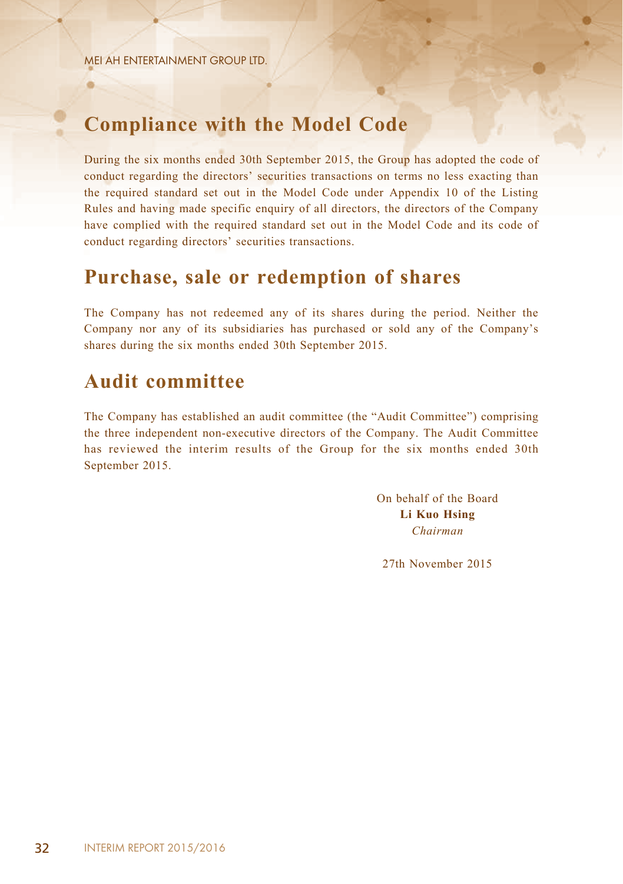## Compliance with the Model Code

During the six months ended 30th September 2015, the Group has adopted the code of conduct regarding the directors' securities transactions on terms no less exacting than the required standard set out in the Model Code under Appendix 10 of the Listing Rules and having made specific enquiry of all directors, the directors of the Company have complied with the required standard set out in the Model Code and its code of conduct regarding directors' securities transactions.

## Purchase, sale or redemption of shares

The Company has not redeemed any of its shares during the period. Neither the Company nor any of its subsidiaries has purchased or sold any of the Company's shares during the six months ended 30th September 2015.

## Audit committee

The Company has established an audit committee (the "Audit Committee") comprising the three independent non-executive directors of the Company. The Audit Committee has reviewed the interim results of the Group for the six months ended 30th September 2015.

On behalf of the Board
**Li Kuo Hsing**
*Chairman*

27th November 2015